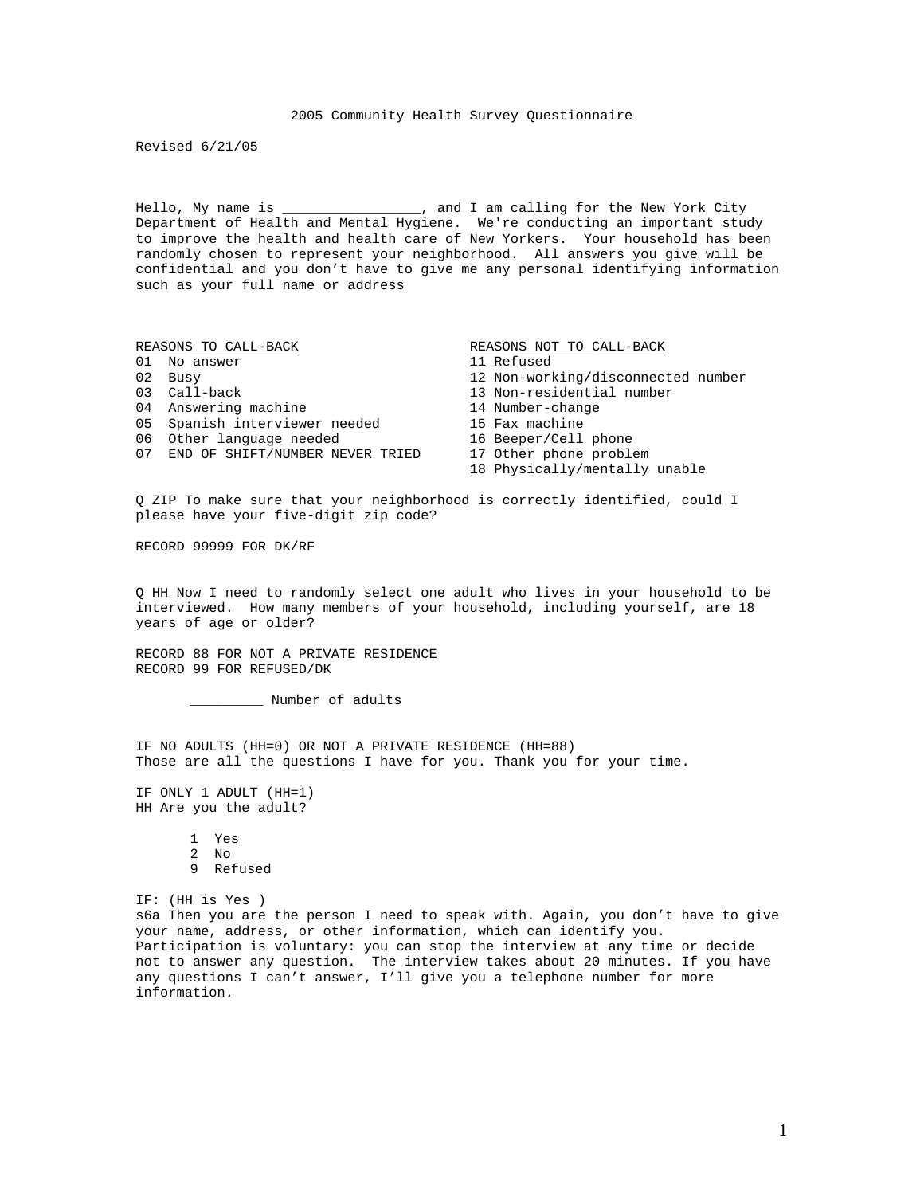# 2005 Community Health Survey Questionnaire

Revised 6/21/05

Hello, My name is _________________, and I am calling for the New York City Department of Health and Mental Hygiene. We're conducting an important study to improve the health and health care of New Yorkers. Your household has been randomly chosen to represent your neighborhood. All answers you give will be confidential and you don't have to give me any personal identifying information such as your full name or address

| REASONS TO CALL-BACK | REASONS NOT TO CALL-BACK |
|---|---|
| 01 No answer | 11 Refused |
| 02 Busy | 12 Non-working/disconnected number |
| 03 Call-back | 13 Non-residential number |
| 04 Answering machine | 14 Number-change |
| 05 Spanish interviewer needed | 15 Fax machine |
| 06 Other language needed | 16 Beeper/Cell phone |
| 07 END OF SHIFT/NUMBER NEVER TRIED | 17 Other phone problem |
| | 18 Physically/mentally unable |

Q ZIP To make sure that your neighborhood is correctly identified, could I please have your five-digit zip code?

RECORD 99999 FOR DK/RF

Q HH Now I need to randomly select one adult who lives in your household to be interviewed. How many members of your household, including yourself, are 18 years of age or older?

RECORD 88 FOR NOT A PRIVATE RESIDENCE
RECORD 99 FOR REFUSED/DK

_________ Number of adults

IF NO ADULTS (HH=0) OR NOT A PRIVATE RESIDENCE (HH=88)
Those are all the questions I have for you. Thank you for your time.

IF ONLY 1 ADULT (HH=1)
HH Are you the adult?

1 Yes
2 No
9 Refused

IF: (HH is Yes )
s6a Then you are the person I need to speak with. Again, you don't have to give your name, address, or other information, which can identify you. Participation is voluntary: you can stop the interview at any time or decide not to answer any question. The interview takes about 20 minutes. If you have any questions I can't answer, I'll give you a telephone number for more information.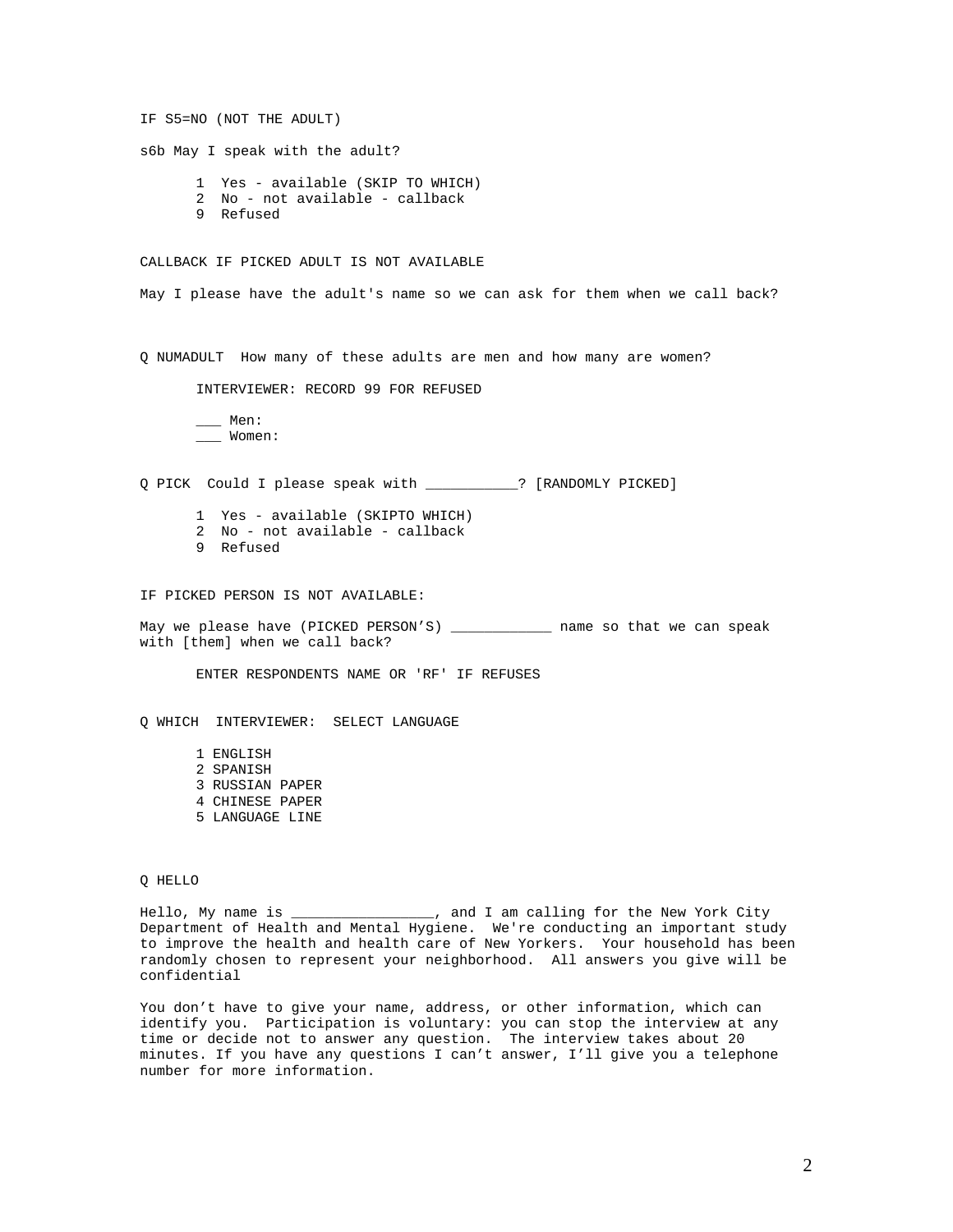IF S5=NO (NOT THE ADULT)

s6b May I speak with the adult?

1 Yes - available (SKIP TO WHICH)
2 No - not available - callback
9 Refused

CALLBACK IF PICKED ADULT IS NOT AVAILABLE

May I please have the adult's name so we can ask for them when we call back?

Q NUMADULT  How many of these adults are men and how many are women?

INTERVIEWER: RECORD 99 FOR REFUSED

___ Men:
___ Women:

Q PICK  Could I please speak with ___________? [RANDOMLY PICKED]

1 Yes - available (SKIPTO WHICH)
2 No - not available - callback
9 Refused

IF PICKED PERSON IS NOT AVAILABLE:

May we please have (PICKED PERSON'S) ____________ name so that we can speak with [them] when we call back?

ENTER RESPONDENTS NAME OR 'RF' IF REFUSES

Q WHICH  INTERVIEWER:  SELECT LANGUAGE

1 ENGLISH
2 SPANISH
3 RUSSIAN PAPER
4 CHINESE PAPER
5 LANGUAGE LINE

Q HELLO

Hello, My name is _________________, and I am calling for the New York City Department of Health and Mental Hygiene. We're conducting an important study to improve the health and health care of New Yorkers. Your household has been randomly chosen to represent your neighborhood. All answers you give will be confidential

You don't have to give your name, address, or other information, which can identify you. Participation is voluntary: you can stop the interview at any time or decide not to answer any question. The interview takes about 20 minutes. If you have any questions I can't answer, I'll give you a telephone number for more information.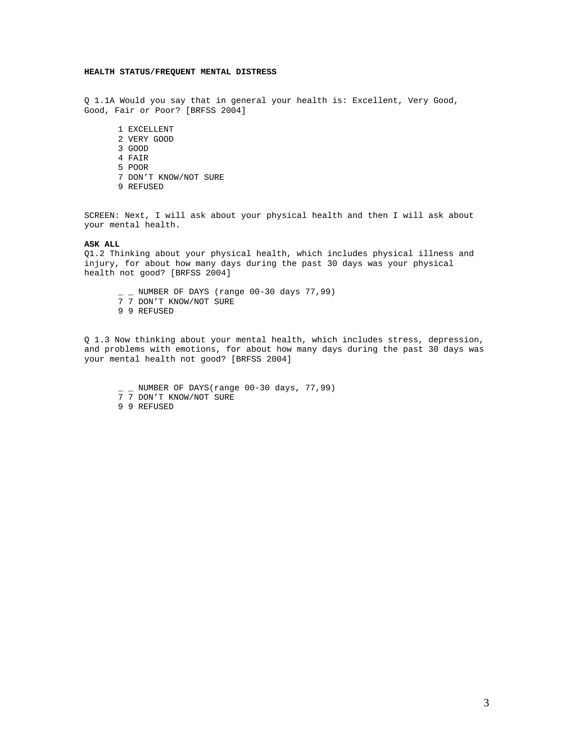**HEALTH STATUS/FREQUENT MENTAL DISTRESS**

Q 1.1A Would you say that in general your health is: Excellent, Very Good, Good, Fair or Poor? [BRFSS 2004]

1 EXCELLENT
2 VERY GOOD
3 GOOD
4 FAIR
5 POOR
7 DON'T KNOW/NOT SURE
9 REFUSED

SCREEN: Next, I will ask about your physical health and then I will ask about your mental health.

**ASK ALL**

Q1.2 Thinking about your physical health, which includes physical illness and injury, for about how many days during the past 30 days was your physical health not good? [BRFSS 2004]

_ _ NUMBER OF DAYS (range 00-30 days 77,99)
7 7 DON'T KNOW/NOT SURE
9 9 REFUSED

Q 1.3 Now thinking about your mental health, which includes stress, depression, and problems with emotions, for about how many days during the past 30 days was your mental health not good? [BRFSS 2004]

_ _ NUMBER OF DAYS(range 00-30 days, 77,99)
7 7 DON'T KNOW/NOT SURE
9 9 REFUSED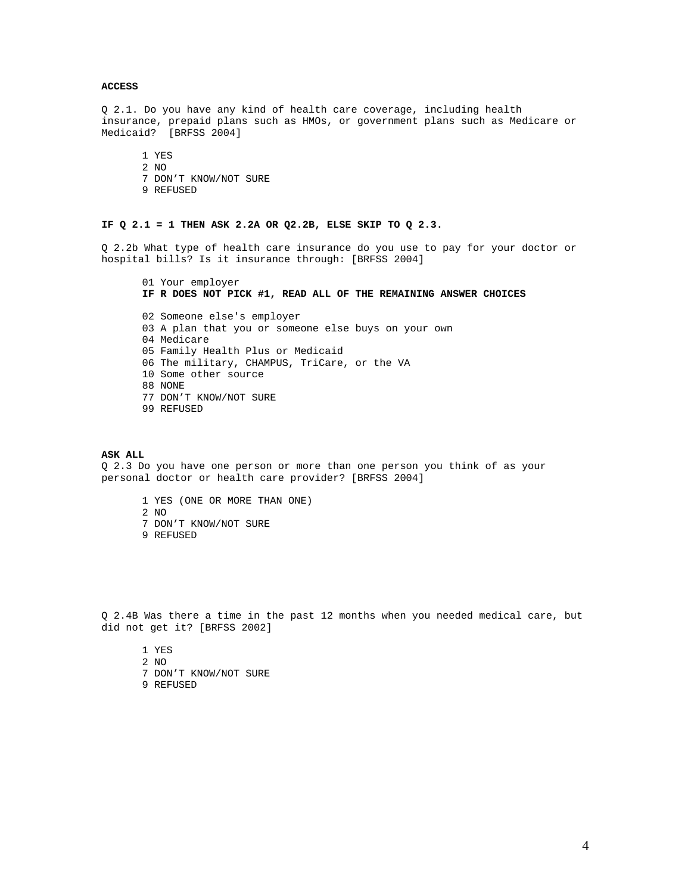**ACCESS**

Q 2.1. Do you have any kind of health care coverage, including health insurance, prepaid plans such as HMOs, or government plans such as Medicare or Medicaid? [BRFSS 2004]

1 YES
2 NO
7 DON'T KNOW/NOT SURE
9 REFUSED

**IF Q 2.1 = 1 THEN ASK 2.2A OR Q2.2B, ELSE SKIP TO Q 2.3.**

Q 2.2b What type of health care insurance do you use to pay for your doctor or hospital bills? Is it insurance through: [BRFSS 2004]

01 Your employer
**IF R DOES NOT PICK #1, READ ALL OF THE REMAINING ANSWER CHOICES**

02 Someone else's employer
03 A plan that you or someone else buys on your own
04 Medicare
05 Family Health Plus or Medicaid
06 The military, CHAMPUS, TriCare, or the VA
10 Some other source
88 NONE
77 DON'T KNOW/NOT SURE
99 REFUSED

**ASK ALL**
Q 2.3 Do you have one person or more than one person you think of as your personal doctor or health care provider? [BRFSS 2004]

1 YES (ONE OR MORE THAN ONE)
2 NO
7 DON'T KNOW/NOT SURE
9 REFUSED

Q 2.4B Was there a time in the past 12 months when you needed medical care, but did not get it? [BRFSS 2002]

1 YES
2 NO
7 DON'T KNOW/NOT SURE
9 REFUSED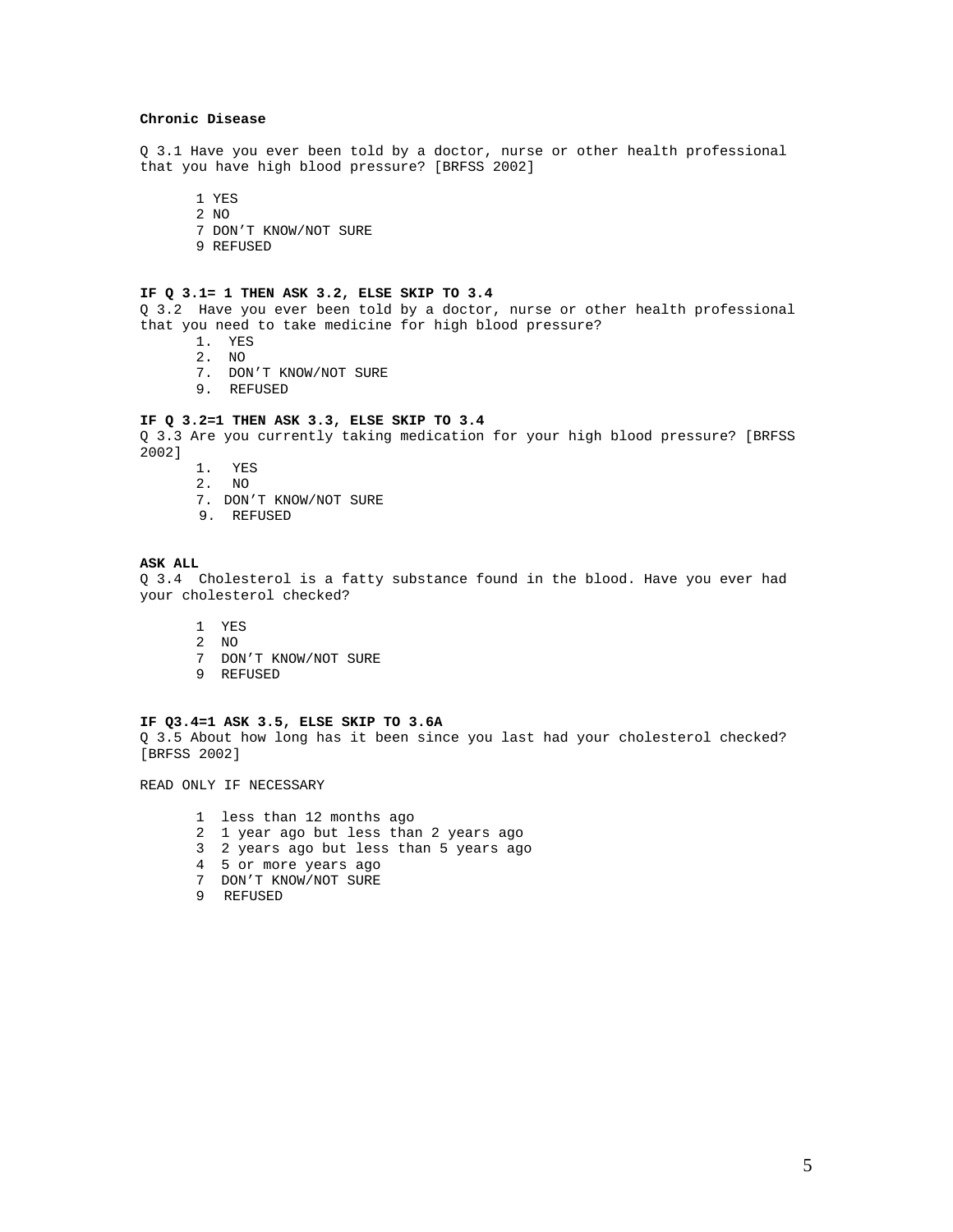**Chronic Disease**

Q 3.1 Have you ever been told by a doctor, nurse or other health professional that you have high blood pressure? [BRFSS 2002]

1 YES
2 NO
7 DON'T KNOW/NOT SURE
9 REFUSED

**IF Q 3.1= 1 THEN ASK 3.2, ELSE SKIP TO 3.4**

Q 3.2 Have you ever been told by a doctor, nurse or other health professional that you need to take medicine for high blood pressure?

1. YES
2. NO
7. DON'T KNOW/NOT SURE
9. REFUSED

**IF Q 3.2=1 THEN ASK 3.3, ELSE SKIP TO 3.4**

Q 3.3 Are you currently taking medication for your high blood pressure? [BRFSS 2002]

1. YES
2. NO
7. DON'T KNOW/NOT SURE
9. REFUSED

**ASK ALL**

Q 3.4 Cholesterol is a fatty substance found in the blood. Have you ever had your cholesterol checked?

1 YES
2 NO
7 DON'T KNOW/NOT SURE
9 REFUSED

**IF Q3.4=1 ASK 3.5, ELSE SKIP TO 3.6A**

Q 3.5 About how long has it been since you last had your cholesterol checked? [BRFSS 2002]

READ ONLY IF NECESSARY

1 less than 12 months ago
2 1 year ago but less than 2 years ago
3 2 years ago but less than 5 years ago
4 5 or more years ago
7 DON'T KNOW/NOT SURE
9 REFUSED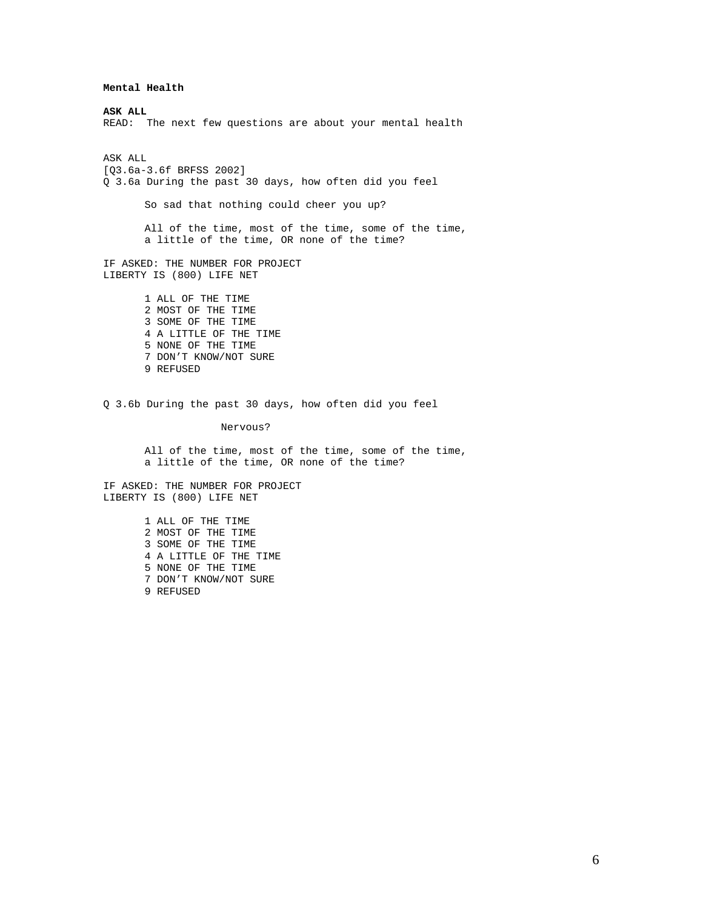**Mental Health**

**ASK ALL**
READ: The next few questions are about your mental health

ASK ALL
[Q3.6a-3.6f BRFSS 2002]
Q 3.6a During the past 30 days, how often did you feel

So sad that nothing could cheer you up?

All of the time, most of the time, some of the time, a little of the time, OR none of the time?

IF ASKED: THE NUMBER FOR PROJECT LIBERTY IS (800) LIFE NET

1 ALL OF THE TIME
2 MOST OF THE TIME
3 SOME OF THE TIME
4 A LITTLE OF THE TIME
5 NONE OF THE TIME
7 DON'T KNOW/NOT SURE
9 REFUSED

Q 3.6b During the past 30 days, how often did you feel

Nervous?

All of the time, most of the time, some of the time, a little of the time, OR none of the time?

IF ASKED: THE NUMBER FOR PROJECT LIBERTY IS (800) LIFE NET

1 ALL OF THE TIME
2 MOST OF THE TIME
3 SOME OF THE TIME
4 A LITTLE OF THE TIME
5 NONE OF THE TIME
7 DON'T KNOW/NOT SURE
9 REFUSED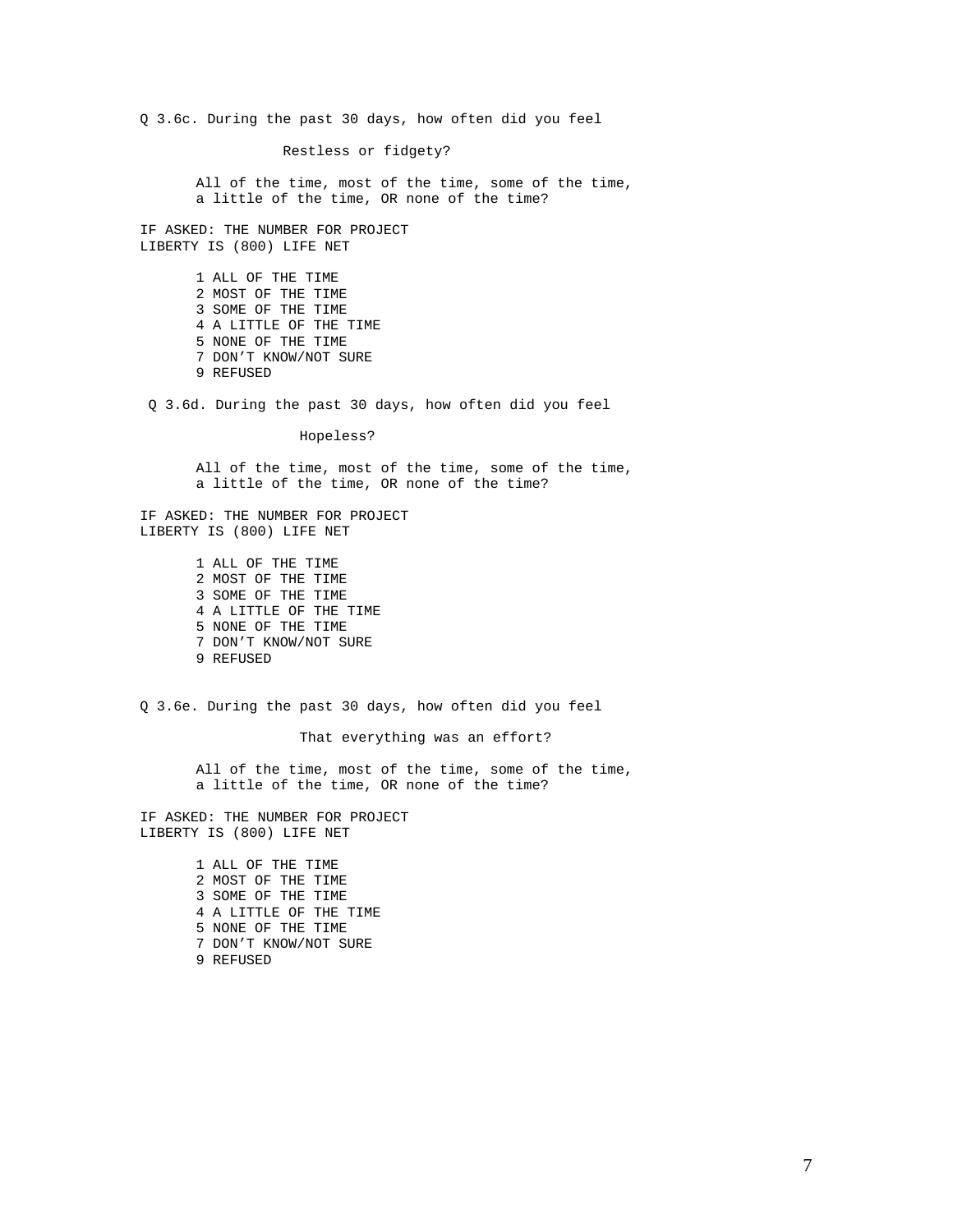Q 3.6c. During the past 30 days, how often did you feel

Restless or fidgety?

All of the time, most of the time, some of the time, a little of the time, OR none of the time?

IF ASKED: THE NUMBER FOR PROJECT LIBERTY IS (800) LIFE NET

1 ALL OF THE TIME
2 MOST OF THE TIME
3 SOME OF THE TIME
4 A LITTLE OF THE TIME
5 NONE OF THE TIME
7 DON'T KNOW/NOT SURE
9 REFUSED

Q 3.6d. During the past 30 days, how often did you feel

Hopeless?

All of the time, most of the time, some of the time, a little of the time, OR none of the time?

IF ASKED: THE NUMBER FOR PROJECT LIBERTY IS (800) LIFE NET

1 ALL OF THE TIME
2 MOST OF THE TIME
3 SOME OF THE TIME
4 A LITTLE OF THE TIME
5 NONE OF THE TIME
7 DON'T KNOW/NOT SURE
9 REFUSED

Q 3.6e. During the past 30 days, how often did you feel

That everything was an effort?

All of the time, most of the time, some of the time, a little of the time, OR none of the time?

IF ASKED: THE NUMBER FOR PROJECT LIBERTY IS (800) LIFE NET

1 ALL OF THE TIME
2 MOST OF THE TIME
3 SOME OF THE TIME
4 A LITTLE OF THE TIME
5 NONE OF THE TIME
7 DON'T KNOW/NOT SURE
9 REFUSED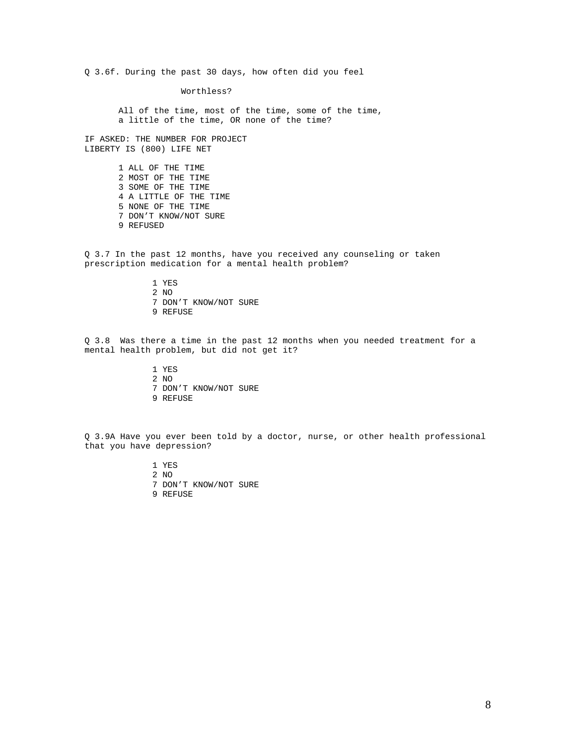Q 3.6f. During the past 30 days, how often did you feel

Worthless?

All of the time, most of the time, some of the time, a little of the time, OR none of the time?

IF ASKED: THE NUMBER FOR PROJECT LIBERTY IS (800) LIFE NET

1 ALL OF THE TIME
2 MOST OF THE TIME
3 SOME OF THE TIME
4 A LITTLE OF THE TIME
5 NONE OF THE TIME
7 DON’T KNOW/NOT SURE
9 REFUSED

Q 3.7 In the past 12 months, have you received any counseling or taken prescription medication for a mental health problem?

1 YES
2 NO
7 DON’T KNOW/NOT SURE
9 REFUSE

Q 3.8 Was there a time in the past 12 months when you needed treatment for a mental health problem, but did not get it?

1 YES
2 NO
7 DON’T KNOW/NOT SURE
9 REFUSE

Q 3.9A Have you ever been told by a doctor, nurse, or other health professional that you have depression?

1 YES
2 NO
7 DON’T KNOW/NOT SURE
9 REFUSE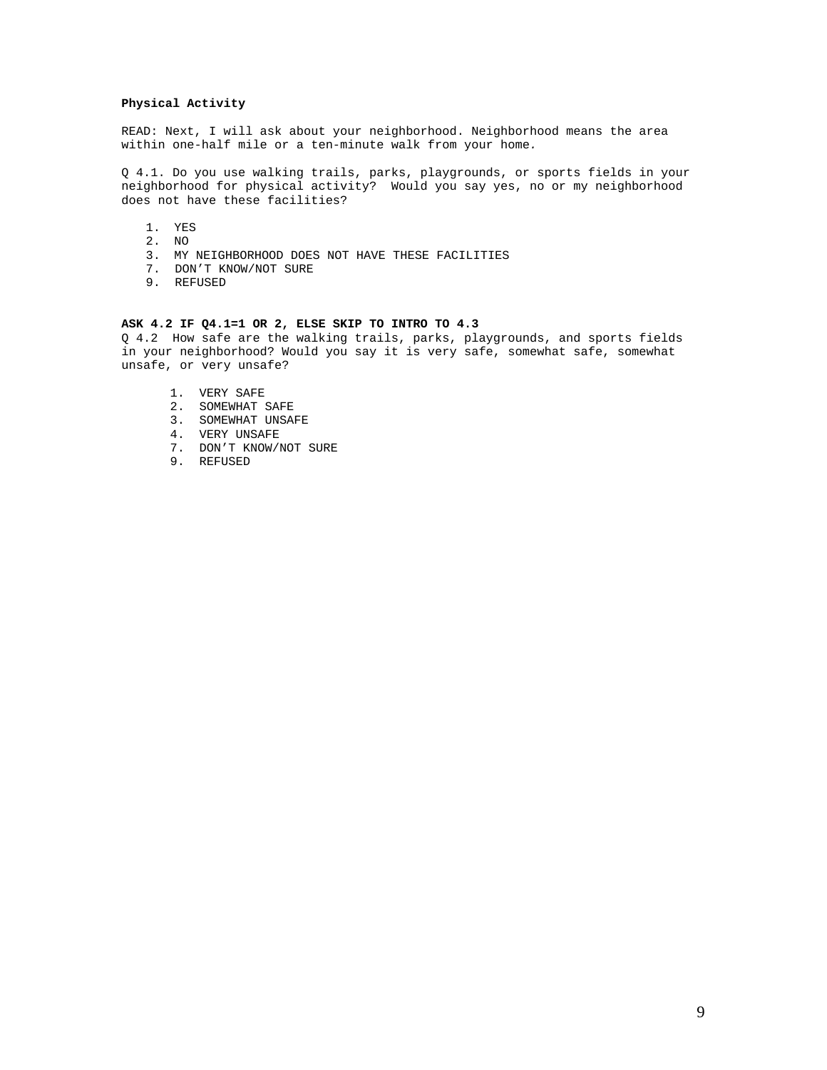**Physical Activity**

READ: Next, I will ask about your neighborhood. Neighborhood means the area within one-half mile or a ten-minute walk from your home.

Q 4.1. Do you use walking trails, parks, playgrounds, or sports fields in your neighborhood for physical activity? Would you say yes, no or my neighborhood does not have these facilities?

1. YES
2. NO
3. MY NEIGHBORHOOD DOES NOT HAVE THESE FACILITIES
7. DON'T KNOW/NOT SURE
9. REFUSED

**ASK 4.2 IF Q4.1=1 OR 2, ELSE SKIP TO INTRO TO 4.3**

Q 4.2 How safe are the walking trails, parks, playgrounds, and sports fields in your neighborhood? Would you say it is very safe, somewhat safe, somewhat unsafe, or very unsafe?

1. VERY SAFE
2. SOMEWHAT SAFE
3. SOMEWHAT UNSAFE
4. VERY UNSAFE
7. DON'T KNOW/NOT SURE
9. REFUSED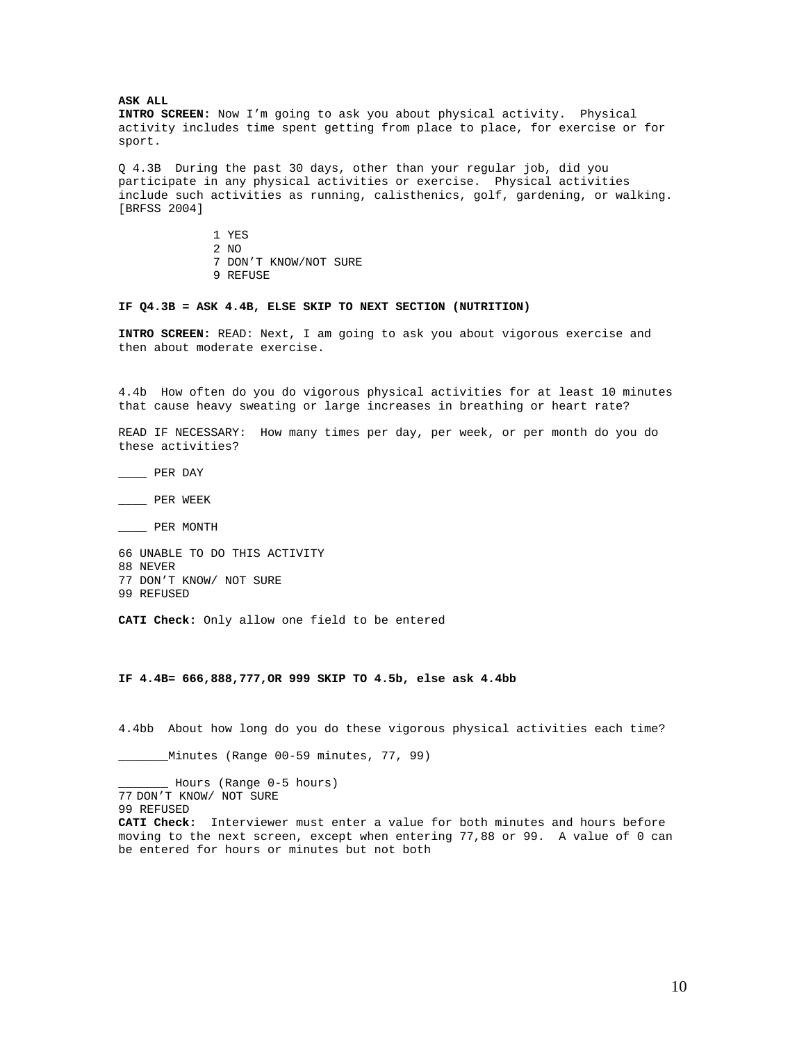**ASK ALL**

**INTRO SCREEN:** Now I'm going to ask you about physical activity. Physical activity includes time spent getting from place to place, for exercise or for sport.

Q 4.3B During the past 30 days, other than your regular job, did you participate in any physical activities or exercise. Physical activities include such activities as running, calisthenics, golf, gardening, or walking. [BRFSS 2004]

1 YES
2 NO
7 DON'T KNOW/NOT SURE
9 REFUSE

**IF Q4.3B = ASK 4.4B, ELSE SKIP TO NEXT SECTION (NUTRITION)**

**INTRO SCREEN:** READ: Next, I am going to ask you about vigorous exercise and then about moderate exercise.

4.4b How often do you do vigorous physical activities for at least 10 minutes that cause heavy sweating or large increases in breathing or heart rate?

READ IF NECESSARY: How many times per day, per week, or per month do you do these activities?

____ PER DAY

____ PER WEEK

____ PER MONTH

66 UNABLE TO DO THIS ACTIVITY
88 NEVER
77 DON'T KNOW/ NOT SURE
99 REFUSED

**CATI Check:** Only allow one field to be entered

**IF 4.4B= 666,888,777,OR 999 SKIP TO 4.5b, else ask 4.4bb**

4.4bb About how long do you do these vigorous physical activities each time?

_______Minutes (Range 00-59 minutes, 77, 99)

_______ Hours (Range 0-5 hours)
77 DON'T KNOW/ NOT SURE
99 REFUSED

**CATI Check:** Interviewer must enter a value for both minutes and hours before moving to the next screen, except when entering 77,88 or 99. A value of 0 can be entered for hours or minutes but not both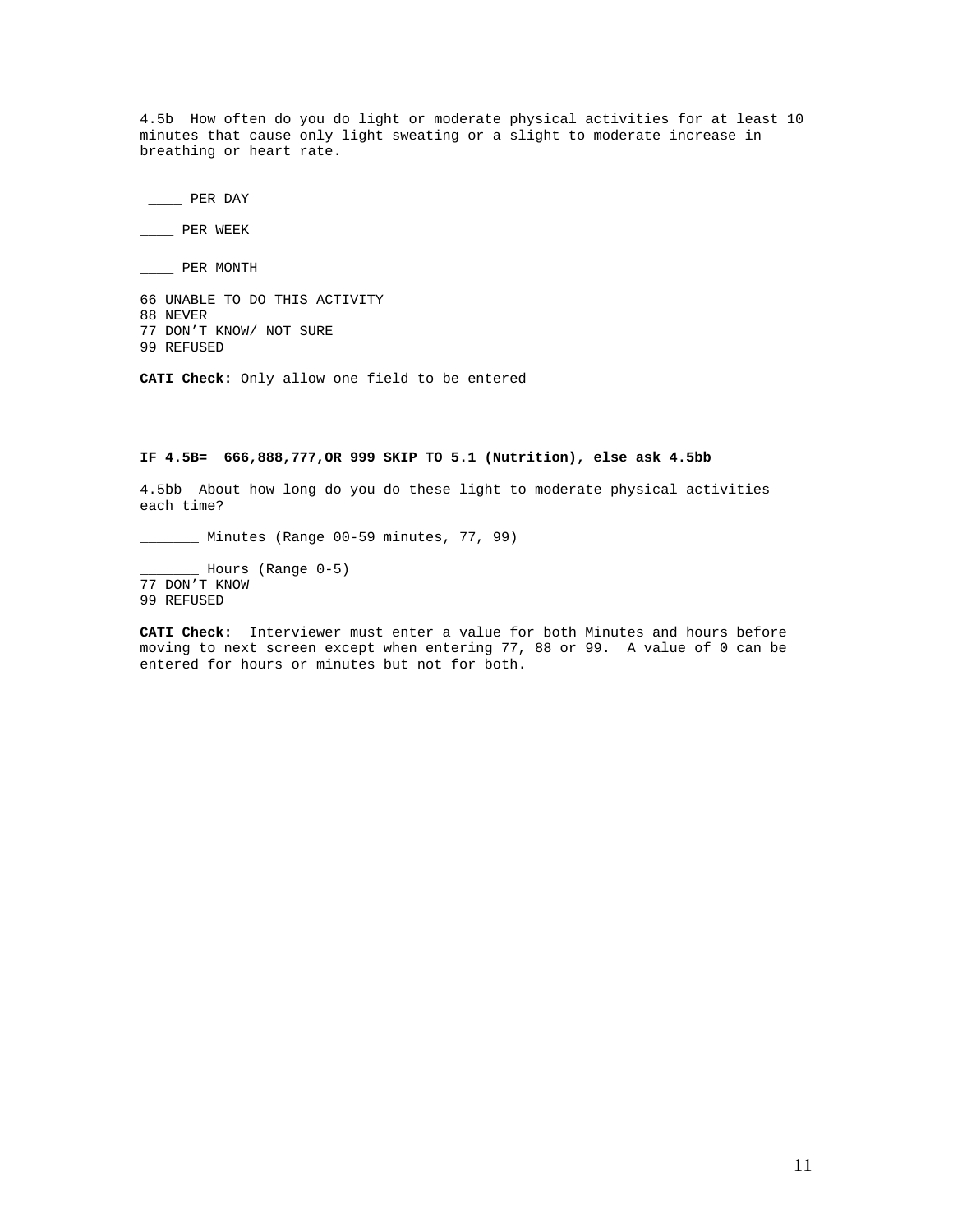4.5b How often do you do light or moderate physical activities for at least 10 minutes that cause only light sweating or a slight to moderate increase in breathing or heart rate.

____ PER DAY

____ PER WEEK

____ PER MONTH

66 UNABLE TO DO THIS ACTIVITY
88 NEVER
77 DON'T KNOW/ NOT SURE
99 REFUSED

**CATI Check:** Only allow one field to be entered

**IF 4.5B= 666,888,777,OR 999 SKIP TO 5.1 (Nutrition), else ask 4.5bb**

4.5bb About how long do you do these light to moderate physical activities each time?

_______ Minutes (Range 00-59 minutes, 77, 99)

_______ Hours (Range 0-5)
77 DON'T KNOW
99 REFUSED

**CATI Check:** Interviewer must enter a value for both Minutes and hours before moving to next screen except when entering 77, 88 or 99. A value of 0 can be entered for hours or minutes but not for both.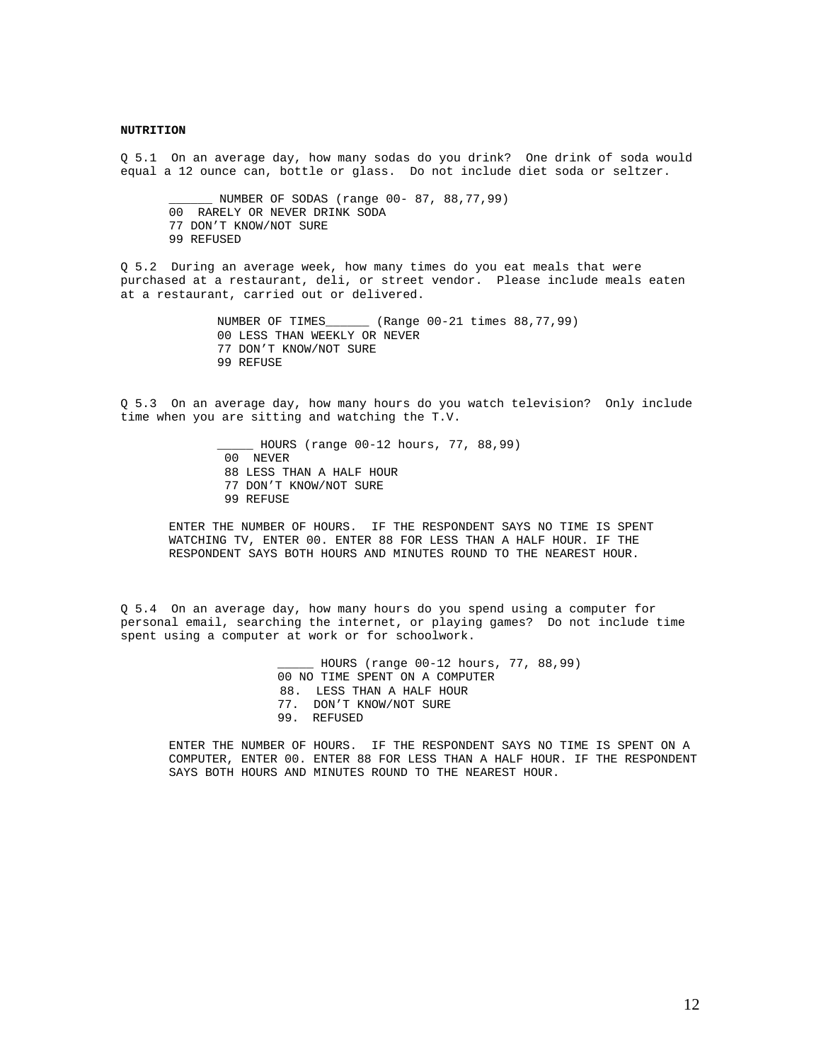**NUTRITION**

Q 5.1 On an average day, how many sodas do you drink? One drink of soda would equal a 12 ounce can, bottle or glass. Do not include diet soda or seltzer.

______ NUMBER OF SODAS (range 00- 87, 88,77,99)
00 RARELY OR NEVER DRINK SODA
77 DON'T KNOW/NOT SURE
99 REFUSED

Q 5.2 During an average week, how many times do you eat meals that were purchased at a restaurant, deli, or street vendor. Please include meals eaten at a restaurant, carried out or delivered.

NUMBER OF TIMES______ (Range 00-21 times 88,77,99)
00 LESS THAN WEEKLY OR NEVER
77 DON'T KNOW/NOT SURE
99 REFUSE

Q 5.3 On an average day, how many hours do you watch television? Only include time when you are sitting and watching the T.V.

_____ HOURS (range 00-12 hours, 77, 88,99)
00 NEVER
88 LESS THAN A HALF HOUR
77 DON'T KNOW/NOT SURE
99 REFUSE

ENTER THE NUMBER OF HOURS. IF THE RESPONDENT SAYS NO TIME IS SPENT WATCHING TV, ENTER 00. ENTER 88 FOR LESS THAN A HALF HOUR. IF THE RESPONDENT SAYS BOTH HOURS AND MINUTES ROUND TO THE NEAREST HOUR.

Q 5.4 On an average day, how many hours do you spend using a computer for personal email, searching the internet, or playing games? Do not include time spent using a computer at work or for schoolwork.

_____ HOURS (range 00-12 hours, 77, 88,99)
00 NO TIME SPENT ON A COMPUTER
88. LESS THAN A HALF HOUR
77. DON'T KNOW/NOT SURE
99. REFUSED

ENTER THE NUMBER OF HOURS. IF THE RESPONDENT SAYS NO TIME IS SPENT ON A COMPUTER, ENTER 00. ENTER 88 FOR LESS THAN A HALF HOUR. IF THE RESPONDENT SAYS BOTH HOURS AND MINUTES ROUND TO THE NEAREST HOUR.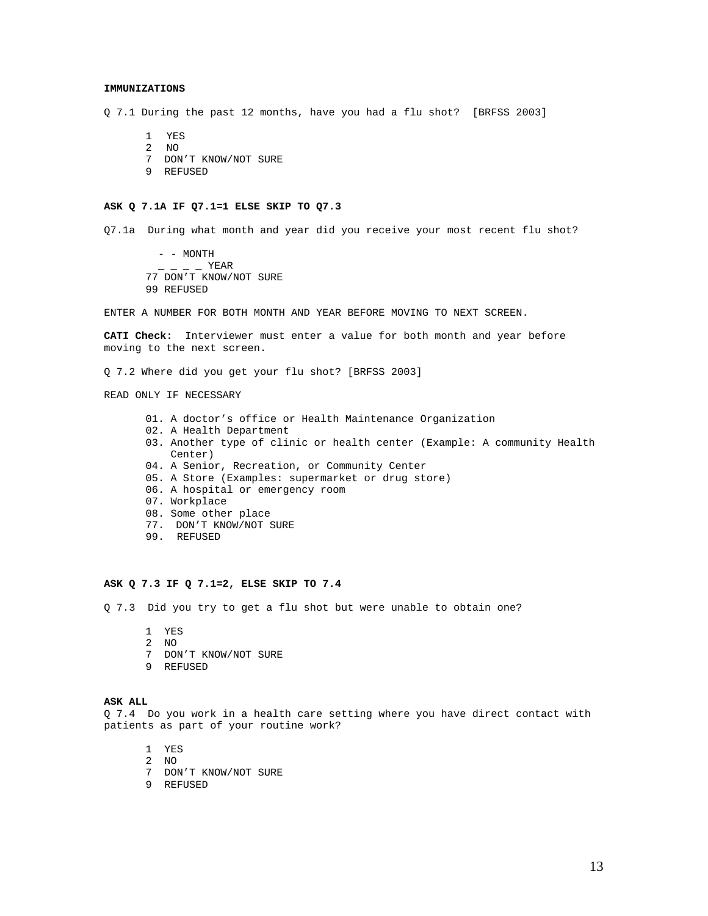**IMMUNIZATIONS**

Q 7.1 During the past 12 months, have you had a flu shot? [BRFSS 2003]

1 YES
2 NO
7 DON'T KNOW/NOT SURE
9 REFUSED

**ASK Q 7.1A IF Q7.1=1 ELSE SKIP TO Q7.3**

Q7.1a During what month and year did you receive your most recent flu shot?

- \- - MONTH
- _ _ _ _ YEAR
- 77 DON'T KNOW/NOT SURE
- 99 REFUSED

ENTER A NUMBER FOR BOTH MONTH AND YEAR BEFORE MOVING TO NEXT SCREEN.

**CATI Check:** Interviewer must enter a value for both month and year before moving to the next screen.

Q 7.2 Where did you get your flu shot? [BRFSS 2003]

READ ONLY IF NECESSARY

01. A doctor's office or Health Maintenance Organization
02. A Health Department
03. Another type of clinic or health center (Example: A community Health Center)
04. A Senior, Recreation, or Community Center
05. A Store (Examples: supermarket or drug store)
06. A hospital or emergency room
07. Workplace
08. Some other place
77. DON'T KNOW/NOT SURE
99. REFUSED

**ASK Q 7.3 IF Q 7.1=2, ELSE SKIP TO 7.4**

Q 7.3 Did you try to get a flu shot but were unable to obtain one?

1 YES
2 NO
7 DON'T KNOW/NOT SURE
9 REFUSED

**ASK ALL**

Q 7.4 Do you work in a health care setting where you have direct contact with patients as part of your routine work?

1 YES
2 NO
7 DON'T KNOW/NOT SURE
9 REFUSED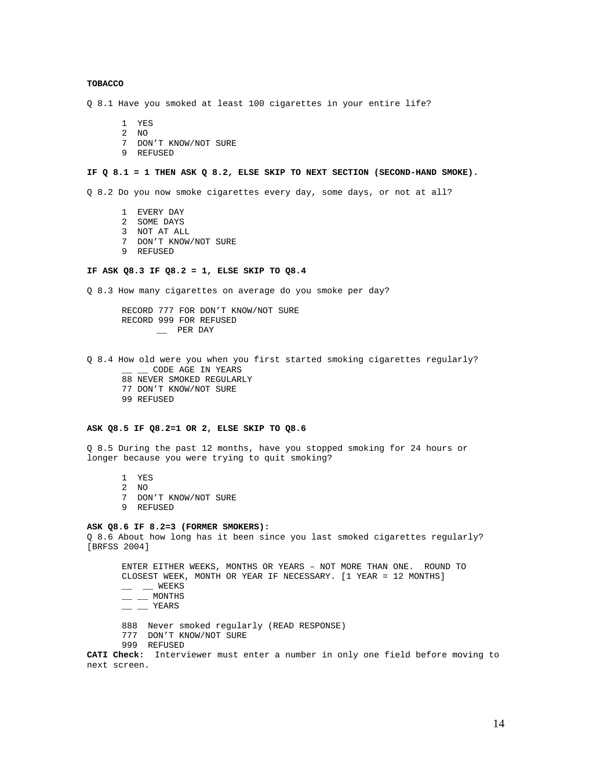**TOBACCO**

Q 8.1 Have you smoked at least 100 cigarettes in your entire life?

1 YES
2 NO
7 DON'T KNOW/NOT SURE
9 REFUSED

**IF Q 8.1 = 1 THEN ASK Q 8.2, ELSE SKIP TO NEXT SECTION (SECOND-HAND SMOKE).**

Q 8.2 Do you now smoke cigarettes every day, some days, or not at all?

1 EVERY DAY
2 SOME DAYS
3 NOT AT ALL
7 DON'T KNOW/NOT SURE
9 REFUSED

**IF ASK Q8.3 IF Q8.2 = 1, ELSE SKIP TO Q8.4**

Q 8.3 How many cigarettes on average do you smoke per day?

RECORD 777 FOR DON'T KNOW/NOT SURE
RECORD 999 FOR REFUSED
__ PER DAY

Q 8.4 How old were you when you first started smoking cigarettes regularly?

__ __ CODE AGE IN YEARS
88 NEVER SMOKED REGULARLY
77 DON'T KNOW/NOT SURE
99 REFUSED

**ASK Q8.5 IF Q8.2=1 OR 2, ELSE SKIP TO Q8.6**

Q 8.5 During the past 12 months, have you stopped smoking for 24 hours or longer because you were trying to quit smoking?

1 YES
2 NO
7 DON'T KNOW/NOT SURE
9 REFUSED

**ASK Q8.6 IF 8.2=3 (FORMER SMOKERS):**

Q 8.6 About how long has it been since you last smoked cigarettes regularly? [BRFSS 2004]

ENTER EITHER WEEKS, MONTHS OR YEARS – NOT MORE THAN ONE. ROUND TO CLOSEST WEEK, MONTH OR YEAR IF NECESSARY. [1 YEAR = 12 MONTHS]

__ __ WEEKS
__ __ MONTHS
__ __ YEARS

888 Never smoked regularly (READ RESPONSE)
777 DON'T KNOW/NOT SURE
999 REFUSED

**CATI Check:** Interviewer must enter a number in only one field before moving to next screen.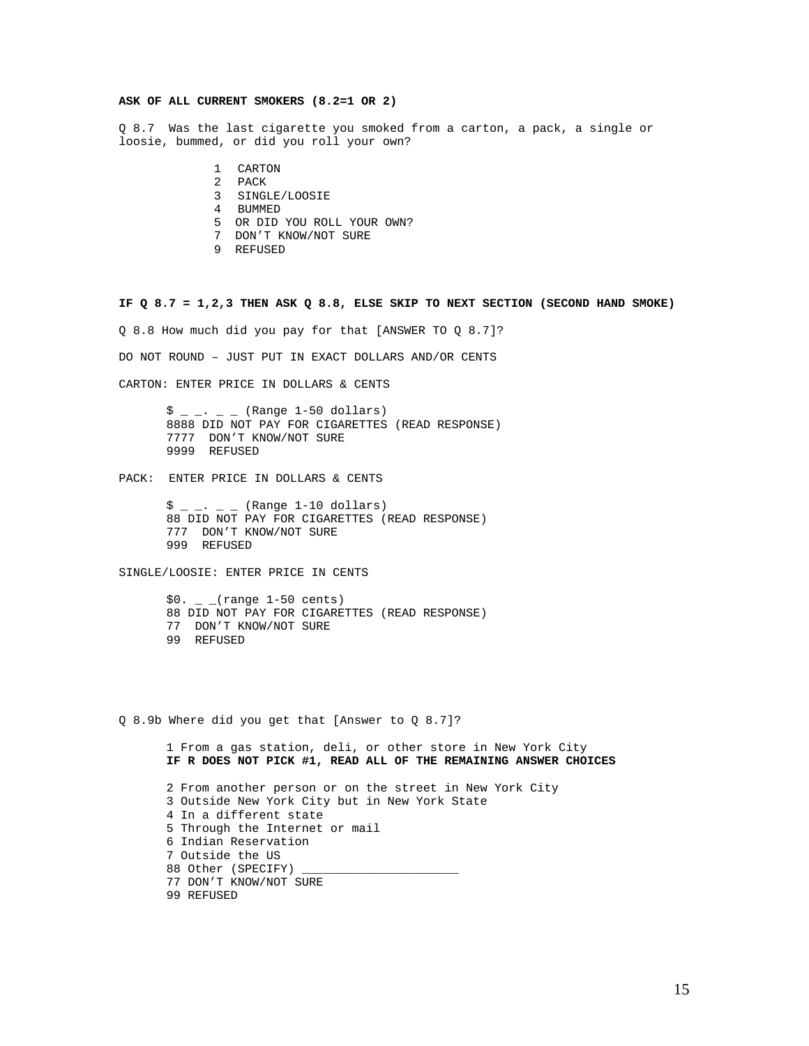**ASK OF ALL CURRENT SMOKERS (8.2=1 OR 2)**

Q 8.7 Was the last cigarette you smoked from a carton, a pack, a single or loosie, bummed, or did you roll your own?

1 CARTON
2 PACK
3 SINGLE/LOOSIE
4 BUMMED
5 OR DID YOU ROLL YOUR OWN?
7 DON'T KNOW/NOT SURE
9 REFUSED

**IF Q 8.7 = 1,2,3 THEN ASK Q 8.8, ELSE SKIP TO NEXT SECTION (SECOND HAND SMOKE)**

Q 8.8 How much did you pay for that [ANSWER TO Q 8.7]?

DO NOT ROUND – JUST PUT IN EXACT DOLLARS AND/OR CENTS

CARTON: ENTER PRICE IN DOLLARS & CENTS

$ _ _. _ _ (Range 1-50 dollars)
8888 DID NOT PAY FOR CIGARETTES (READ RESPONSE)
7777 DON'T KNOW/NOT SURE
9999 REFUSED

PACK: ENTER PRICE IN DOLLARS & CENTS

$ _ _. _ _ (Range 1-10 dollars)
88 DID NOT PAY FOR CIGARETTES (READ RESPONSE)
777 DON'T KNOW/NOT SURE
999 REFUSED

SINGLE/LOOSIE: ENTER PRICE IN CENTS

$0. _ _(range 1-50 cents)
88 DID NOT PAY FOR CIGARETTES (READ RESPONSE)
77 DON'T KNOW/NOT SURE
99 REFUSED

Q 8.9b Where did you get that [Answer to Q 8.7]?

1 From a gas station, deli, or other store in New York City
**IF R DOES NOT PICK #1, READ ALL OF THE REMAINING ANSWER CHOICES**

2 From another person or on the street in New York City
3 Outside New York City but in New York State
4 In a different state
5 Through the Internet or mail
6 Indian Reservation
7 Outside the US
88 Other (SPECIFY) ______________________
77 DON'T KNOW/NOT SURE
99 REFUSED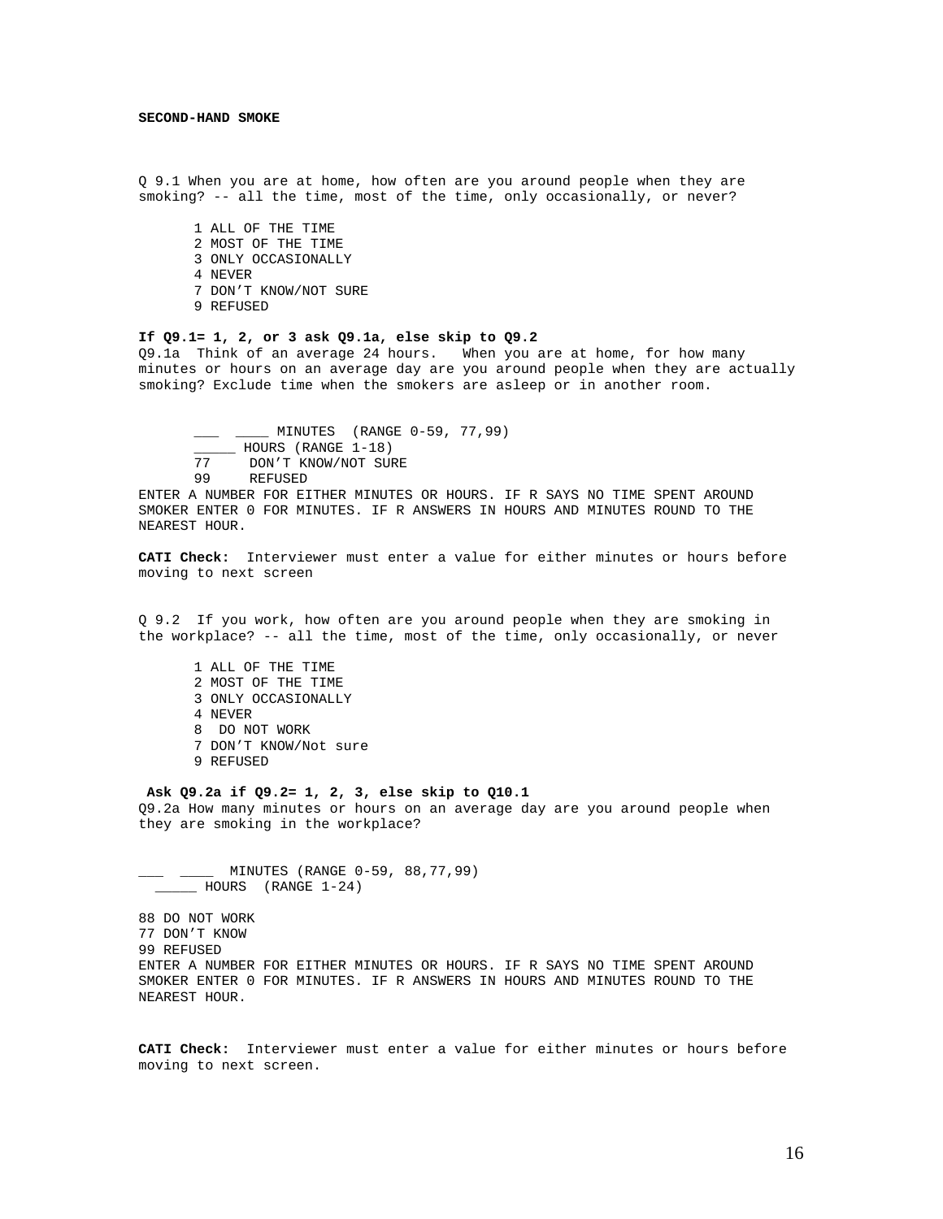**SECOND-HAND SMOKE**

Q 9.1 When you are at home, how often are you around people when they are smoking? -- all the time, most of the time, only occasionally, or never?

1 ALL OF THE TIME
2 MOST OF THE TIME
3 ONLY OCCASIONALLY
4 NEVER
7 DON'T KNOW/NOT SURE
9 REFUSED

**If Q9.1= 1, 2, or 3 ask Q9.1a, else skip to Q9.2**

Q9.1a Think of an average 24 hours. When you are at home, for how many minutes or hours on an average day are you around people when they are actually smoking? Exclude time when the smokers are asleep or in another room.

___ ____ MINUTES (RANGE 0-59, 77,99)
_____ HOURS (RANGE 1-18)
77 DON'T KNOW/NOT SURE
99 REFUSED

ENTER A NUMBER FOR EITHER MINUTES OR HOURS. IF R SAYS NO TIME SPENT AROUND SMOKER ENTER 0 FOR MINUTES. IF R ANSWERS IN HOURS AND MINUTES ROUND TO THE NEAREST HOUR.

**CATI Check:** Interviewer must enter a value for either minutes or hours before moving to next screen

Q 9.2 If you work, how often are you around people when they are smoking in the workplace? -- all the time, most of the time, only occasionally, or never

1 ALL OF THE TIME
2 MOST OF THE TIME
3 ONLY OCCASIONALLY
4 NEVER
8 DO NOT WORK
7 DON'T KNOW/Not sure
9 REFUSED

**Ask Q9.2a if Q9.2= 1, 2, 3, else skip to Q10.1**

Q9.2a How many minutes or hours on an average day are you around people when they are smoking in the workplace?

___ ____ MINUTES (RANGE 0-59, 88,77,99)
_____ HOURS (RANGE 1-24)

88 DO NOT WORK
77 DON'T KNOW
99 REFUSED

ENTER A NUMBER FOR EITHER MINUTES OR HOURS. IF R SAYS NO TIME SPENT AROUND SMOKER ENTER 0 FOR MINUTES. IF R ANSWERS IN HOURS AND MINUTES ROUND TO THE NEAREST HOUR.

**CATI Check:** Interviewer must enter a value for either minutes or hours before moving to next screen.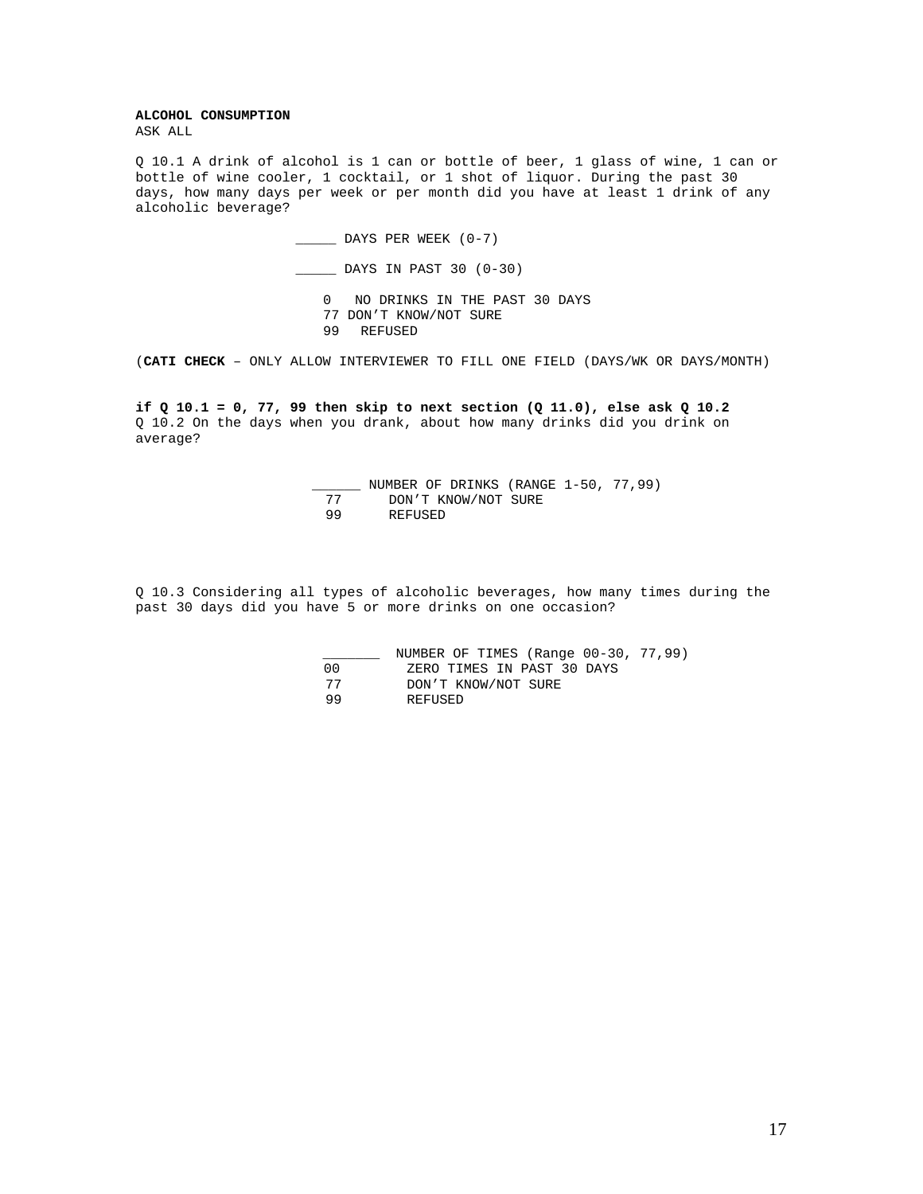**ALCOHOL CONSUMPTION**
ASK ALL

Q 10.1 A drink of alcohol is 1 can or bottle of beer, 1 glass of wine, 1 can or bottle of wine cooler, 1 cocktail, or 1 shot of liquor. During the past 30 days, how many days per week or per month did you have at least 1 drink of any alcoholic beverage?

_____ DAYS PER WEEK (0-7)

_____ DAYS IN PAST 30 (0-30)

0 NO DRINKS IN THE PAST 30 DAYS
77 DON'T KNOW/NOT SURE
99 REFUSED

(**CATI CHECK** – ONLY ALLOW INTERVIEWER TO FILL ONE FIELD (DAYS/WK OR DAYS/MONTH)

**if Q 10.1 = 0, 77, 99 then skip to next section (Q 11.0), else ask Q 10.2**
Q 10.2 On the days when you drank, about how many drinks did you drink on average?

______ NUMBER OF DRINKS (RANGE 1-50, 77,99)
77 DON'T KNOW/NOT SURE
99 REFUSED

Q 10.3 Considering all types of alcoholic beverages, how many times during the past 30 days did you have 5 or more drinks on one occasion?

_______ NUMBER OF TIMES (Range 00-30, 77,99)
00 ZERO TIMES IN PAST 30 DAYS
77 DON'T KNOW/NOT SURE
99 REFUSED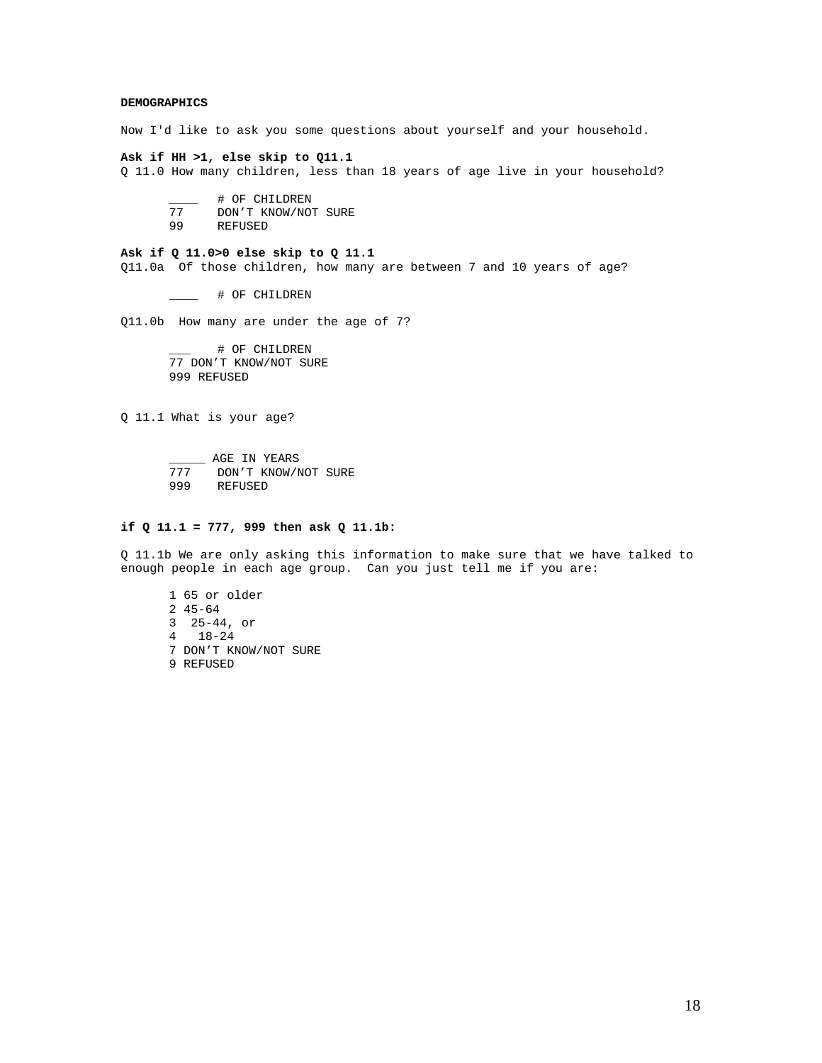**DEMOGRAPHICS**

Now I'd like to ask you some questions about yourself and your household.

**Ask if HH >1, else skip to Q11.1**

Q 11.0 How many children, less than 18 years of age live in your household?

- ____ # OF CHILDREN
- 77 DON'T KNOW/NOT SURE
- 99 REFUSED

**Ask if Q 11.0>0 else skip to Q 11.1**

Q11.0a Of those children, how many are between 7 and 10 years of age?

- ____ # OF CHILDREN

Q11.0b How many are under the age of 7?

- ___ # OF CHILDREN
- 77 DON'T KNOW/NOT SURE
- 999 REFUSED

Q 11.1 What is your age?

- _____ AGE IN YEARS
- 777 DON'T KNOW/NOT SURE
- 999 REFUSED

**if Q 11.1 = 777, 999 then ask Q 11.1b:**

Q 11.1b We are only asking this information to make sure that we have talked to enough people in each age group. Can you just tell me if you are:

- 1 65 or older
- 2 45-64
- 3 25-44, or
- 4 18-24
- 7 DON'T KNOW/NOT SURE
- 9 REFUSED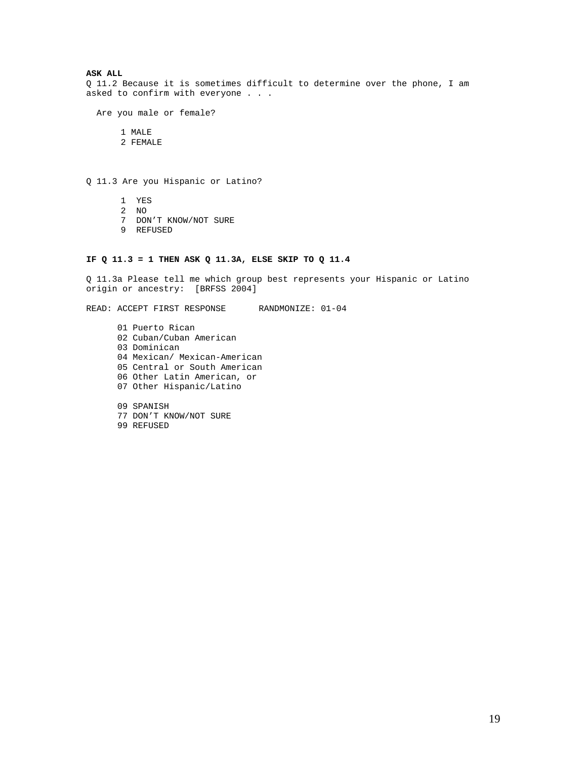**ASK ALL**

Q 11.2 Because it is sometimes difficult to determine over the phone, I am asked to confirm with everyone . . .

Are you male or female?

1 MALE
2 FEMALE

Q 11.3 Are you Hispanic or Latino?

1 YES
2 NO
7 DON'T KNOW/NOT SURE
9 REFUSED

**IF Q 11.3 = 1 THEN ASK Q 11.3A, ELSE SKIP TO Q 11.4**

Q 11.3a Please tell me which group best represents your Hispanic or Latino origin or ancestry: [BRFSS 2004]

READ: ACCEPT FIRST RESPONSE RANDMONIZE: 01-04

01 Puerto Rican
02 Cuban/Cuban American
03 Dominican
04 Mexican/ Mexican-American
05 Central or South American
06 Other Latin American, or
07 Other Hispanic/Latino

09 SPANISH
77 DON'T KNOW/NOT SURE
99 REFUSED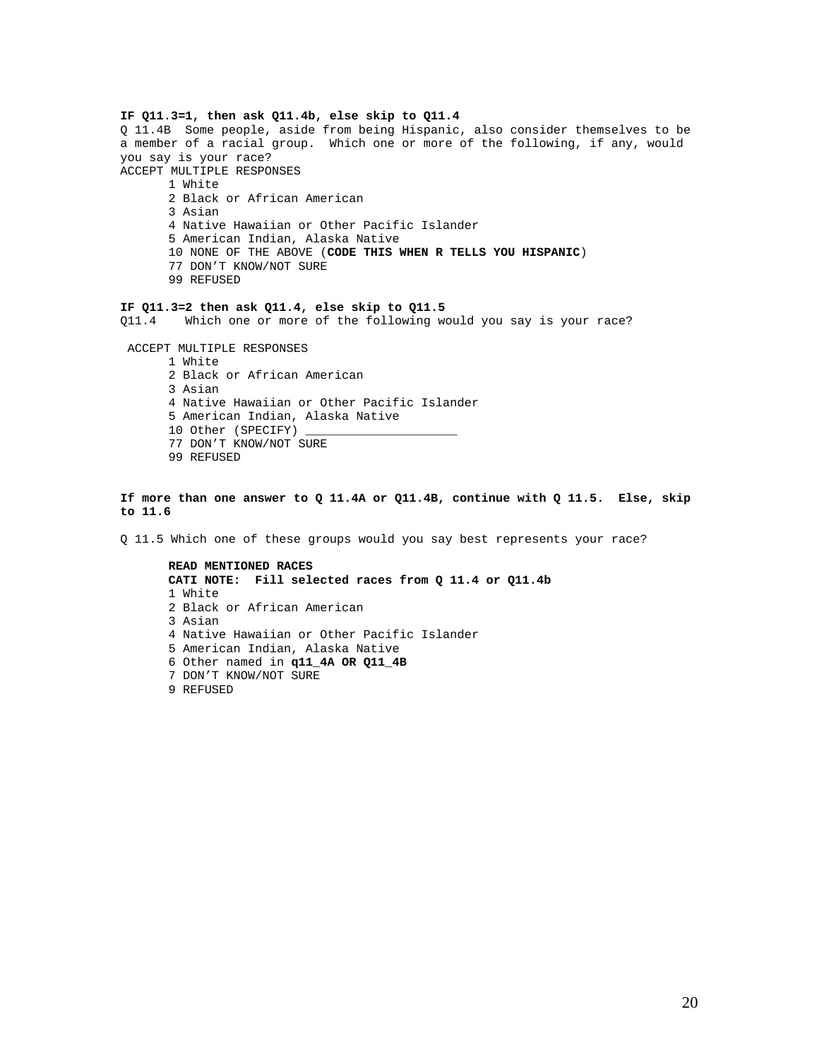**IF Q11.3=1, then ask Q11.4b, else skip to Q11.4**

Q 11.4B Some people, aside from being Hispanic, also consider themselves to be a member of a racial group. Which one or more of the following, if any, would you say is your race?

ACCEPT MULTIPLE RESPONSES

1 White
2 Black or African American
3 Asian
4 Native Hawaiian or Other Pacific Islander
5 American Indian, Alaska Native
10 NONE OF THE ABOVE (**CODE THIS WHEN R TELLS YOU HISPANIC**)
77 DON'T KNOW/NOT SURE
99 REFUSED

**IF Q11.3=2 then ask Q11.4, else skip to Q11.5**

Q11.4 Which one or more of the following would you say is your race?

ACCEPT MULTIPLE RESPONSES

1 White
2 Black or African American
3 Asian
4 Native Hawaiian or Other Pacific Islander
5 American Indian, Alaska Native
10 Other (SPECIFY) _____________________
77 DON'T KNOW/NOT SURE
99 REFUSED

**If more than one answer to Q 11.4A or Q11.4B, continue with Q 11.5. Else, skip to 11.6**

Q 11.5 Which one of these groups would you say best represents your race?

**READ MENTIONED RACES**

**CATI NOTE: Fill selected races from Q 11.4 or Q11.4b**

1 White
2 Black or African American
3 Asian
4 Native Hawaiian or Other Pacific Islander
5 American Indian, Alaska Native
6 Other named in **q11_4A OR Q11_4B**
7 DON'T KNOW/NOT SURE
9 REFUSED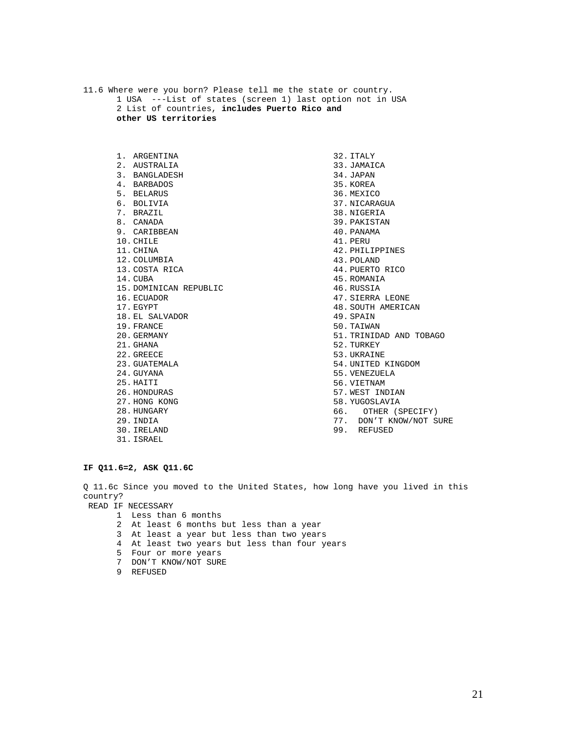11.6 Where were you born? Please tell me the state or country.

1 USA ---List of states (screen 1) last option not in USA

2 List of countries, **includes Puerto Rico and other US territories**

1. ARGENTINA
2. AUSTRALIA
3. BANGLADESH
4. BARBADOS
5. BELARUS
6. BOLIVIA
7. BRAZIL
8. CANADA
9. CARIBBEAN
10. CHILE
11. CHINA
12. COLUMBIA
13. COSTA RICA
14. CUBA
15. DOMINICAN REPUBLIC
16. ECUADOR
17. EGYPT
18. EL SALVADOR
19. FRANCE
20. GERMANY
21. GHANA
22. GREECE
23. GUATEMALA
24. GUYANA
25. HAITI
26. HONDURAS
27. HONG KONG
28. HUNGARY
29. INDIA
30. IRELAND
31. ISRAEL
32. ITALY
33. JAMAICA
34. JAPAN
35. KOREA
36. MEXICO
37. NICARAGUA
38. NIGERIA
39. PAKISTAN
40. PANAMA
41. PERU
42. PHILIPPINES
43. POLAND
44. PUERTO RICO
45. ROMANIA
46. RUSSIA
47. SIERRA LEONE
48. SOUTH AMERICAN
49. SPAIN
50. TAIWAN
51. TRINIDAD AND TOBAGO
52. TURKEY
53. UKRAINE
54. UNITED KINGDOM
55. VENEZUELA
56. VIETNAM
57. WEST INDIAN
58. YUGOSLAVIA

66. OTHER (SPECIFY)
77. DON'T KNOW/NOT SURE
99. REFUSED

**IF Q11.6=2, ASK Q11.6C**

Q 11.6c Since you moved to the United States, how long have you lived in this country?

READ IF NECESSARY

1 Less than 6 months
2 At least 6 months but less than a year
3 At least a year but less than two years
4 At least two years but less than four years
5 Four or more years
7 DON'T KNOW/NOT SURE
9 REFUSED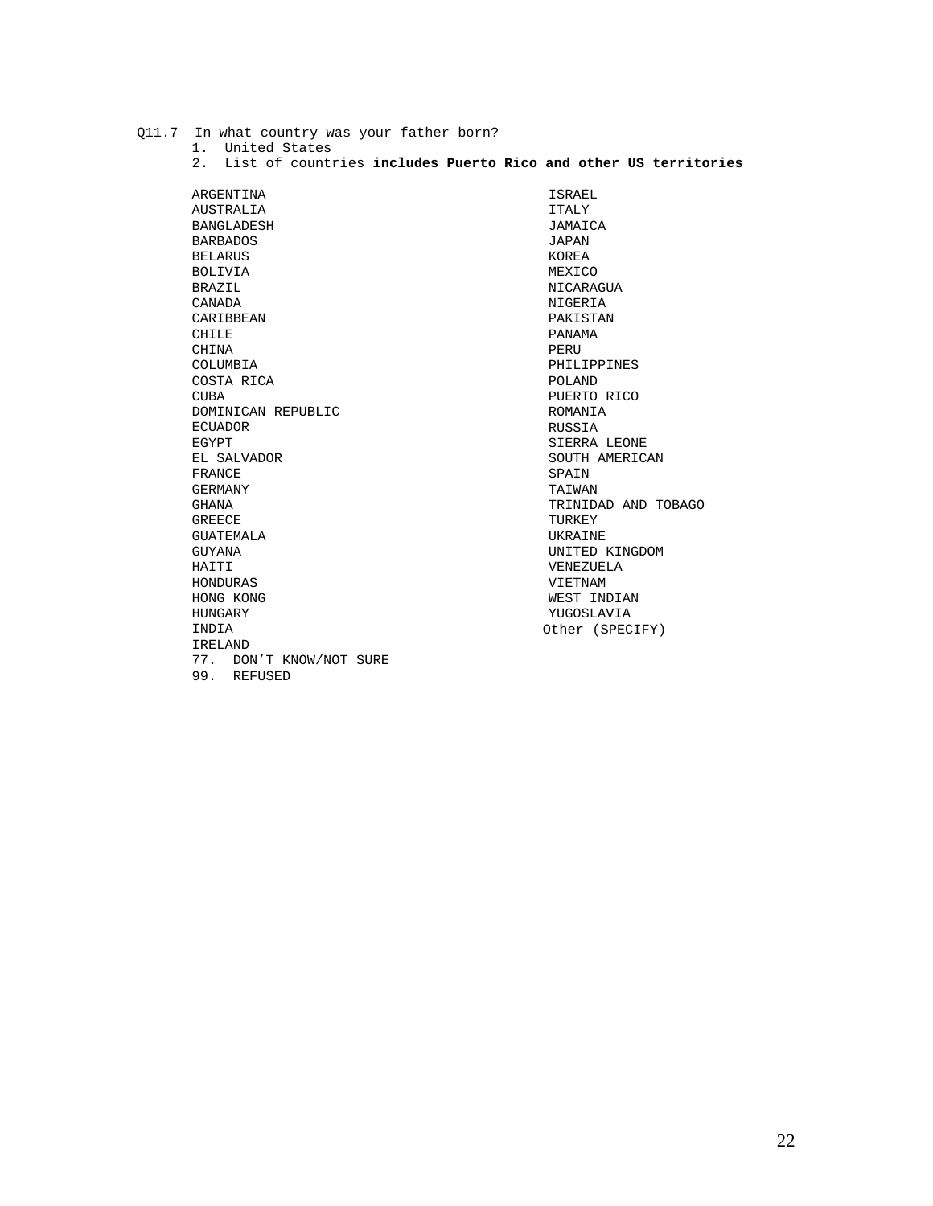Q11.7 In what country was your father born?

1. United States
2. List of countries **includes Puerto Rico and other US territories**

ARGENTINA
AUSTRALIA
BANGLADESH
BARBADOS
BELARUS
BOLIVIA
BRAZIL
CANADA
CARIBBEAN
CHILE
CHINA
COLUMBIA
COSTA RICA
CUBA
DOMINICAN REPUBLIC
ECUADOR
EGYPT
EL SALVADOR
FRANCE
GERMANY
GHANA
GREECE
GUATEMALA
GUYANA
HAITI
HONDURAS
HONG KONG
HUNGARY
INDIA
IRELAND
ISRAEL
ITALY
JAMAICA
JAPAN
KOREA
MEXICO
NICARAGUA
NIGERIA
PAKISTAN
PANAMA
PERU
PHILIPPINES
POLAND
PUERTO RICO
ROMANIA
RUSSIA
SIERRA LEONE
SOUTH AMERICAN
SPAIN
TAIWAN
TRINIDAD AND TOBAGO
TURKEY
UKRAINE
UNITED KINGDOM
VENEZUELA
VIETNAM
WEST INDIAN
YUGOSLAVIA
Other (SPECIFY)

77. DON'T KNOW/NOT SURE
99. REFUSED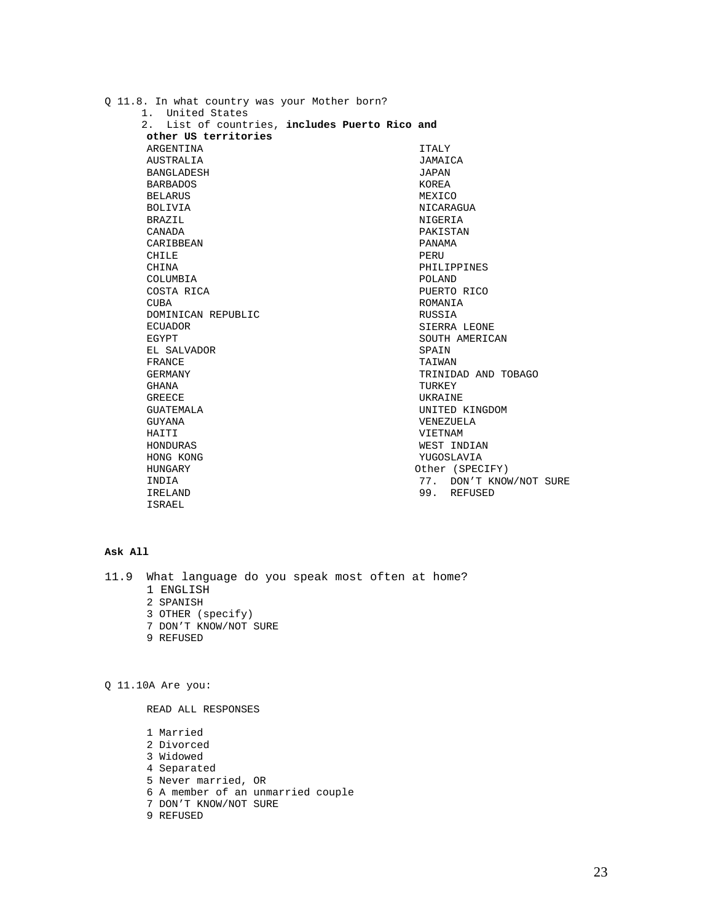Q 11.8. In what country was your Mother born?

1. United States
2. List of countries, **includes Puerto Rico and other US territories**

ARGENTINA
AUSTRALIA
BANGLADESH
BARBADOS
BELARUS
BOLIVIA
BRAZIL
CANADA
CARIBBEAN
CHILE
CHINA
COLUMBIA
COSTA RICA
CUBA
DOMINICAN REPUBLIC
ECUADOR
EGYPT
EL SALVADOR
FRANCE
GERMANY
GHANA
GREECE
GUATEMALA
GUYANA
HAITI
HONDURAS
HONG KONG
HUNGARY
INDIA
IRELAND
ISRAEL
ITALY
JAMAICA
JAPAN
KOREA
MEXICO
NICARAGUA
NIGERIA
PAKISTAN
PANAMA
PERU
PHILIPPINES
POLAND
PUERTO RICO
ROMANIA
RUSSIA
SIERRA LEONE
SOUTH AMERICAN
SPAIN
TAIWAN
TRINIDAD AND TOBAGO
TURKEY
UKRAINE
UNITED KINGDOM
VENEZUELA
VIETNAM
WEST INDIAN
YUGOSLAVIA
Other (SPECIFY)

77. DON'T KNOW/NOT SURE
99. REFUSED

**Ask All**

11.9 What language do you speak most often at home?

1 ENGLISH
2 SPANISH
3 OTHER (specify)
7 DON'T KNOW/NOT SURE
9 REFUSED

Q 11.10A Are you:

READ ALL RESPONSES

1 Married
2 Divorced
3 Widowed
4 Separated
5 Never married, OR
6 A member of an unmarried couple
7 DON'T KNOW/NOT SURE
9 REFUSED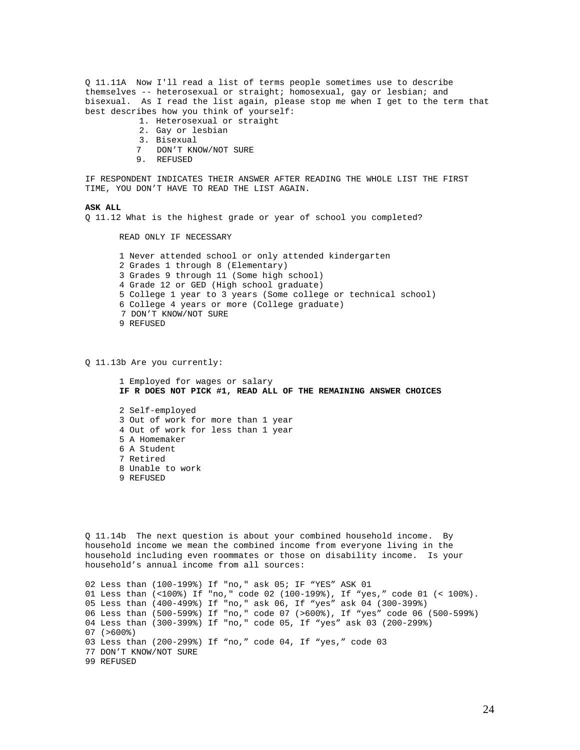Q 11.11A  Now I'll read a list of terms people sometimes use to describe themselves -- heterosexual or straight; homosexual, gay or lesbian; and bisexual.  As I read the list again, please stop me when I get to the term that best describes how you think of yourself:

1. Heterosexual or straight
2. Gay or lesbian
3. Bisexual
7   DON'T KNOW/NOT SURE
9.  REFUSED

IF RESPONDENT INDICATES THEIR ANSWER AFTER READING THE WHOLE LIST THE FIRST TIME, YOU DON'T HAVE TO READ THE LIST AGAIN.

**ASK ALL**

Q 11.12 What is the highest grade or year of school you completed?

READ ONLY IF NECESSARY

1 Never attended school or only attended kindergarten
2 Grades 1 through 8 (Elementary)
3 Grades 9 through 11 (Some high school)
4 Grade 12 or GED (High school graduate)
5 College 1 year to 3 years (Some college or technical school)
6 College 4 years or more (College graduate)
7 DON'T KNOW/NOT SURE
9 REFUSED

Q 11.13b Are you currently:

1 Employed for wages or salary
**IF R DOES NOT PICK #1, READ ALL OF THE REMAINING ANSWER CHOICES**

2 Self-employed
3 Out of work for more than 1 year
4 Out of work for less than 1 year
5 A Homemaker
6 A Student
7 Retired
8 Unable to work
9 REFUSED

Q 11.14b  The next question is about your combined household income.  By household income we mean the combined income from everyone living in the household including even roommates or those on disability income.  Is your household's annual income from all sources:

02 Less than (100-199%) If "no," ask 05; IF "YES" ASK 01
01 Less than (<100%) If "no," code 02 (100-199%), If "yes," code 01 (< 100%).
05 Less than (400-499%) If "no," ask 06, If "yes" ask 04 (300-399%)
06 Less than (500-599%) If "no," code 07 (>600%), If "yes" code 06 (500-599%)
04 Less than (300-399%) If "no," code 05, If "yes" ask 03 (200-299%)
07 (>600%)
03 Less than (200-299%) If "no," code 04, If "yes," code 03
77 DON'T KNOW/NOT SURE
99 REFUSED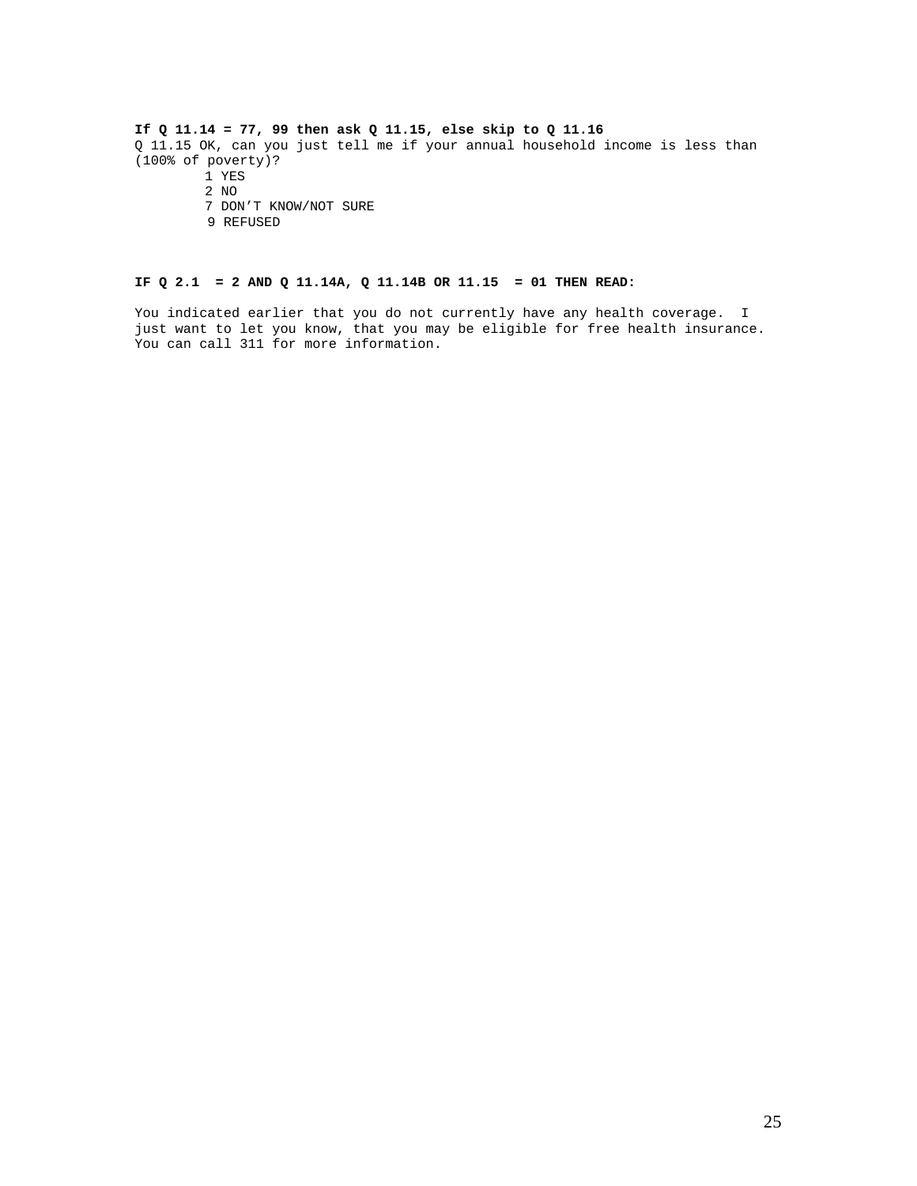**If Q 11.14 = 77, 99 then ask Q 11.15, else skip to Q 11.16**

Q 11.15 OK, can you just tell me if your annual household income is less than (100% of poverty)?

1 YES
2 NO
7 DON'T KNOW/NOT SURE
9 REFUSED

**IF Q 2.1 = 2 AND Q 11.14A, Q 11.14B OR 11.15 = 01 THEN READ:**

You indicated earlier that you do not currently have any health coverage. I just want to let you know, that you may be eligible for free health insurance. You can call 311 for more information.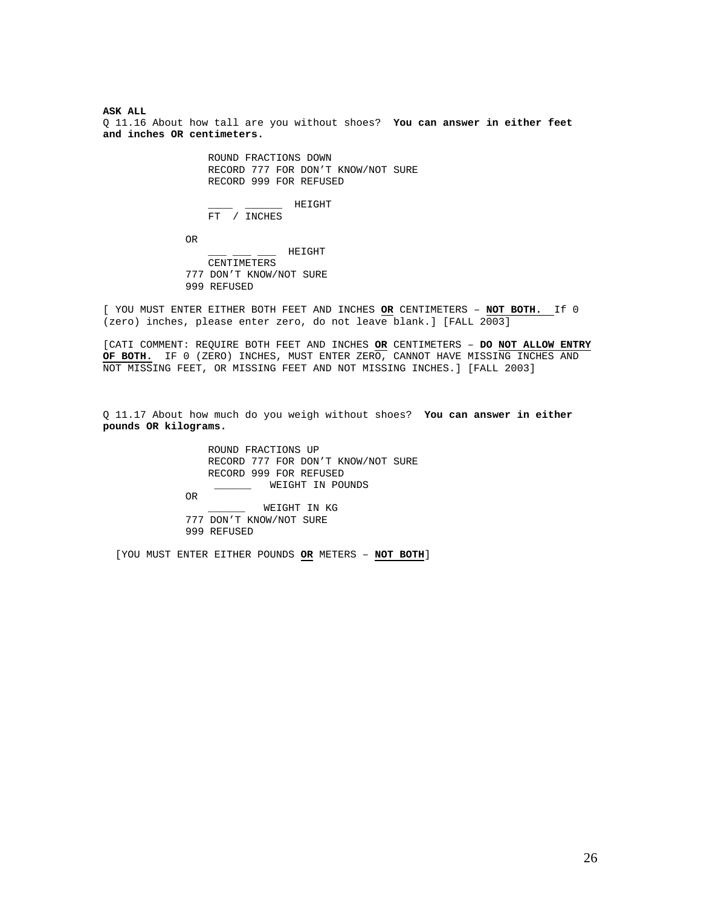**ASK ALL**

Q 11.16 About how tall are you without shoes? **You can answer in either feet and inches OR centimeters.**

ROUND FRACTIONS DOWN
RECORD 777 FOR DON'T KNOW/NOT SURE
RECORD 999 FOR REFUSED

____ ______ HEIGHT
FT / INCHES

OR

___ ___ ___ HEIGHT
CENTIMETERS

777 DON'T KNOW/NOT SURE
999 REFUSED

[ YOU MUST ENTER EITHER BOTH FEET AND INCHES **OR** CENTIMETERS – **NOT BOTH.** If 0 (zero) inches, please enter zero, do not leave blank.] [FALL 2003]

[CATI COMMENT: REQUIRE BOTH FEET AND INCHES **OR** CENTIMETERS – **DO NOT ALLOW ENTRY OF BOTH.** IF 0 (ZERO) INCHES, MUST ENTER ZERO, CANNOT HAVE MISSING INCHES AND NOT MISSING FEET, OR MISSING FEET AND NOT MISSING INCHES.] [FALL 2003]

Q 11.17 About how much do you weigh without shoes? **You can answer in either pounds OR kilograms.**

ROUND FRACTIONS UP
RECORD 777 FOR DON'T KNOW/NOT SURE
RECORD 999 FOR REFUSED

______ WEIGHT IN POUNDS

OR

______ WEIGHT IN KG

777 DON'T KNOW/NOT SURE
999 REFUSED

[YOU MUST ENTER EITHER POUNDS **OR** METERS – **NOT BOTH**]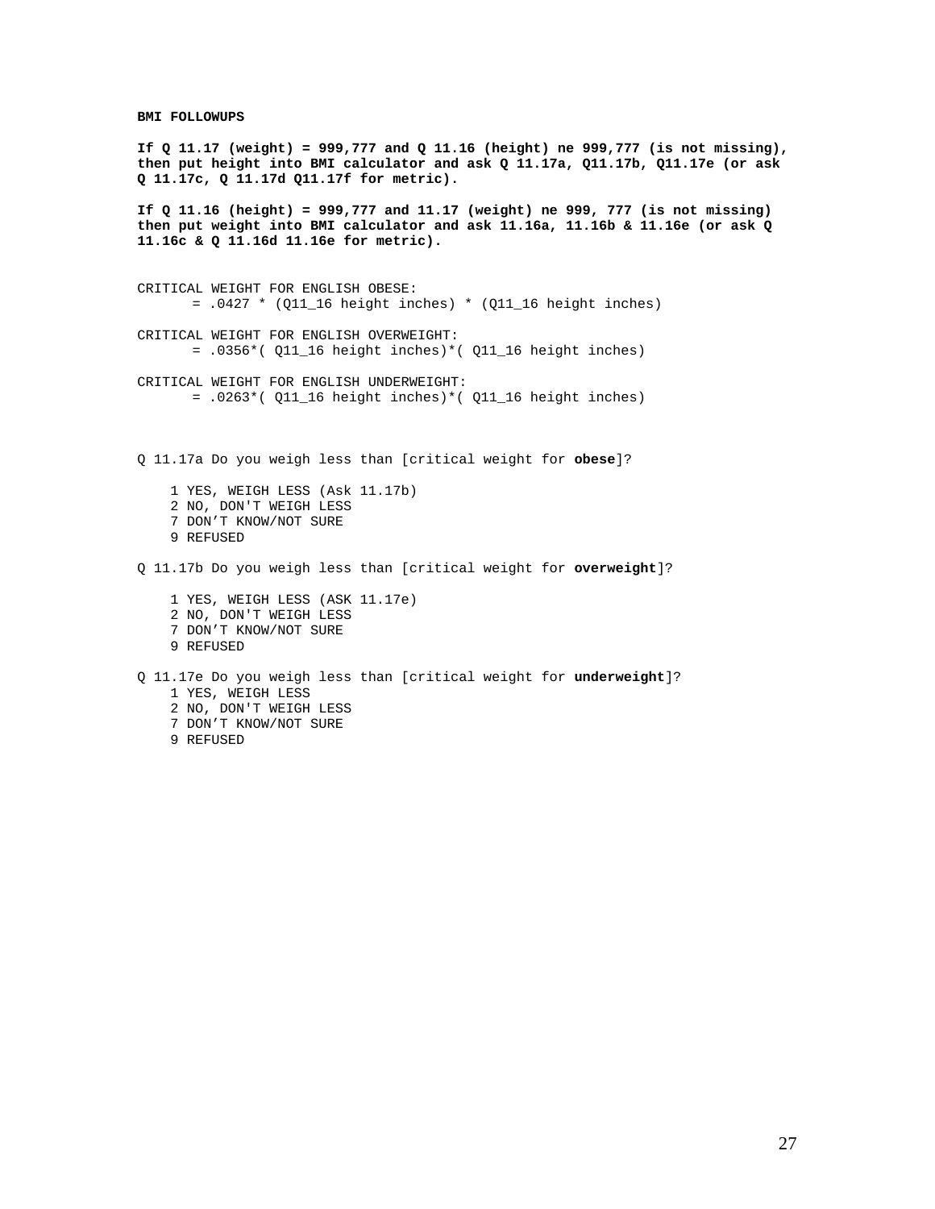**BMI FOLLOWUPS**

**If Q 11.17 (weight) = 999,777 and Q 11.16 (height) ne 999,777 (is not missing), then put height into BMI calculator and ask Q 11.17a, Q11.17b, Q11.17e (or ask Q 11.17c, Q 11.17d Q11.17f for metric).**

**If Q 11.16 (height) = 999,777 and 11.17 (weight) ne 999, 777 (is not missing) then put weight into BMI calculator and ask 11.16a, 11.16b & 11.16e (or ask Q 11.16c & Q 11.16d 11.16e for metric).**

CRITICAL WEIGHT FOR ENGLISH OBESE:
= .0427 * (Q11_16 height inches) * (Q11_16 height inches)

CRITICAL WEIGHT FOR ENGLISH OVERWEIGHT:
= .0356*( Q11_16 height inches)*( Q11_16 height inches)

CRITICAL WEIGHT FOR ENGLISH UNDERWEIGHT:
= .0263*( Q11_16 height inches)*( Q11_16 height inches)

Q 11.17a Do you weigh less than [critical weight for **obese**]?

1 YES, WEIGH LESS (Ask 11.17b)
2 NO, DON'T WEIGH LESS
7 DON'T KNOW/NOT SURE
9 REFUSED

Q 11.17b Do you weigh less than [critical weight for **overweight**]?

1 YES, WEIGH LESS (ASK 11.17e)
2 NO, DON'T WEIGH LESS
7 DON'T KNOW/NOT SURE
9 REFUSED

Q 11.17e Do you weigh less than [critical weight for **underweight**]?

1 YES, WEIGH LESS
2 NO, DON'T WEIGH LESS
7 DON'T KNOW/NOT SURE
9 REFUSED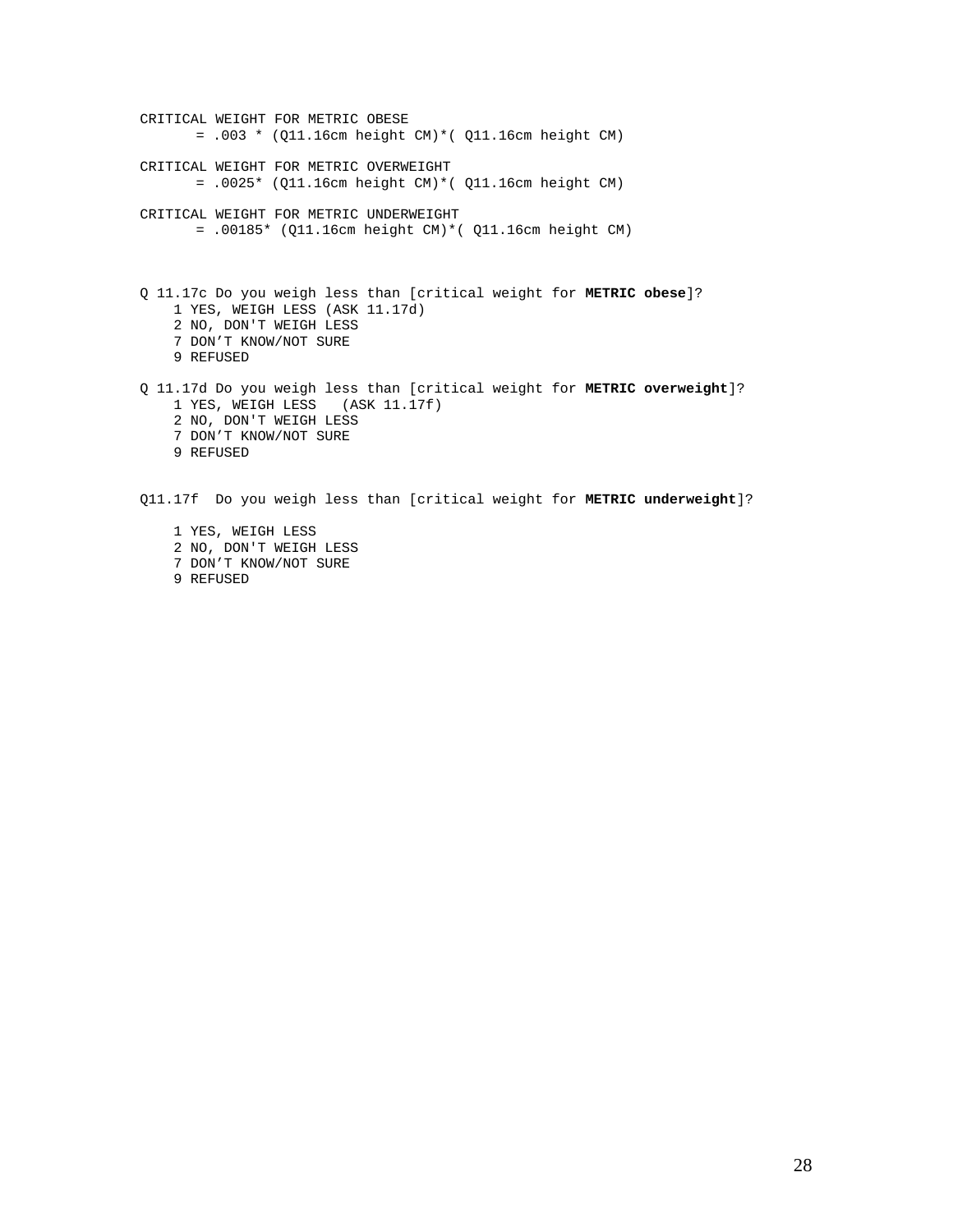CRITICAL WEIGHT FOR METRIC OBESE
= .003 * (Q11.16cm height CM)*( Q11.16cm height CM)

CRITICAL WEIGHT FOR METRIC OVERWEIGHT
= .0025* (Q11.16cm height CM)*( Q11.16cm height CM)

CRITICAL WEIGHT FOR METRIC UNDERWEIGHT
= .00185* (Q11.16cm height CM)*( Q11.16cm height CM)

Q 11.17c Do you weigh less than [critical weight for **METRIC obese**]?

1 YES, WEIGH LESS (ASK 11.17d)
2 NO, DON'T WEIGH LESS
7 DON'T KNOW/NOT SURE
9 REFUSED

Q 11.17d Do you weigh less than [critical weight for **METRIC overweight**]?

1 YES, WEIGH LESS (ASK 11.17f)
2 NO, DON'T WEIGH LESS
7 DON'T KNOW/NOT SURE
9 REFUSED

Q11.17f Do you weigh less than [critical weight for **METRIC underweight**]?

1 YES, WEIGH LESS
2 NO, DON'T WEIGH LESS
7 DON'T KNOW/NOT SURE
9 REFUSED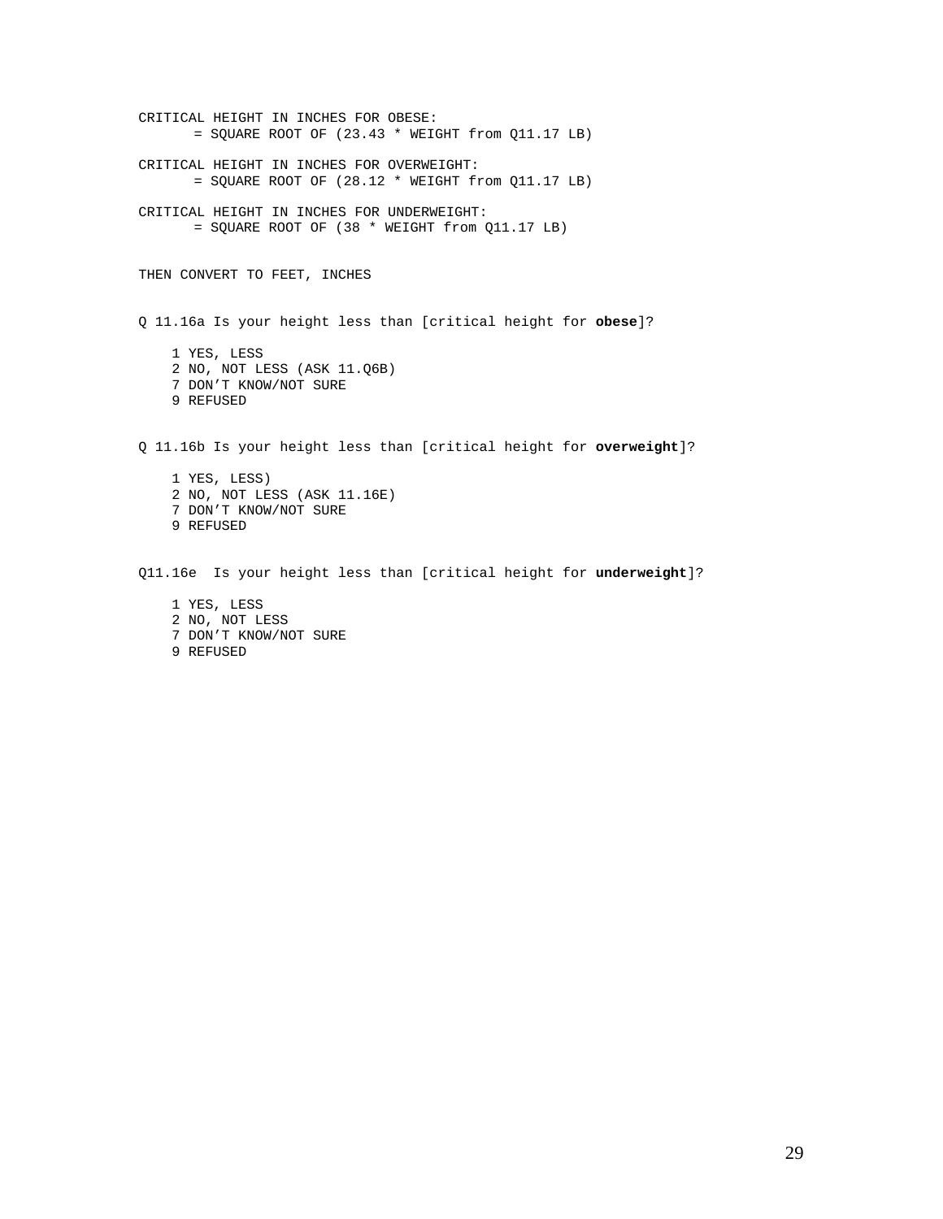CRITICAL HEIGHT IN INCHES FOR OBESE:
= SQUARE ROOT OF (23.43 * WEIGHT from Q11.17 LB)

CRITICAL HEIGHT IN INCHES FOR OVERWEIGHT:
= SQUARE ROOT OF (28.12 * WEIGHT from Q11.17 LB)

CRITICAL HEIGHT IN INCHES FOR UNDERWEIGHT:
= SQUARE ROOT OF (38 * WEIGHT from Q11.17 LB)

THEN CONVERT TO FEET, INCHES

Q 11.16a Is your height less than [critical height for **obese**]?

1 YES, LESS
2 NO, NOT LESS (ASK 11.Q6B)
7 DON'T KNOW/NOT SURE
9 REFUSED

Q 11.16b Is your height less than [critical height for **overweight**]?

1 YES, LESS)
2 NO, NOT LESS (ASK 11.16E)
7 DON'T KNOW/NOT SURE
9 REFUSED

Q11.16e Is your height less than [critical height for **underweight**]?

1 YES, LESS
2 NO, NOT LESS
7 DON'T KNOW/NOT SURE
9 REFUSED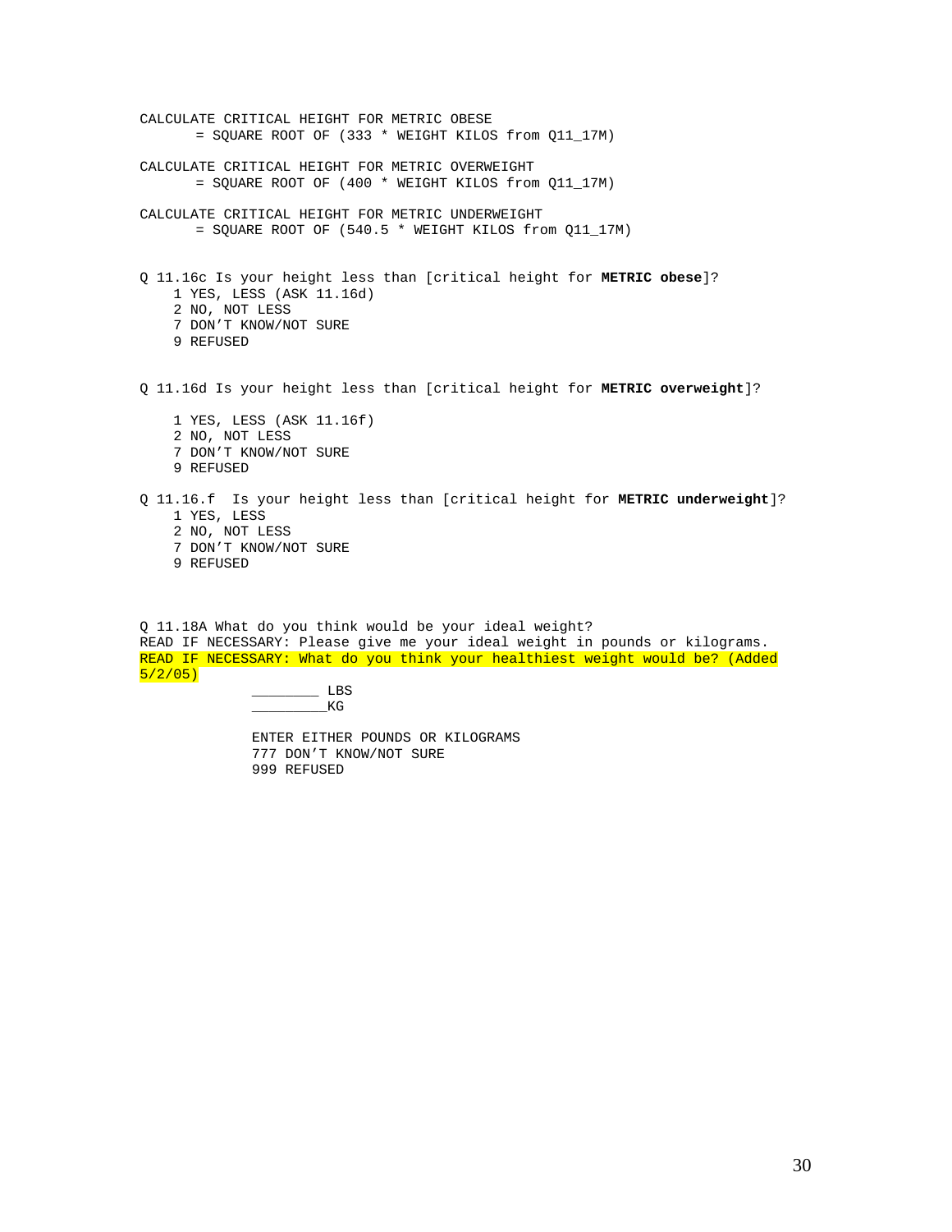CALCULATE CRITICAL HEIGHT FOR METRIC OBESE
= SQUARE ROOT OF (333 * WEIGHT KILOS from Q11_17M)

CALCULATE CRITICAL HEIGHT FOR METRIC OVERWEIGHT
= SQUARE ROOT OF (400 * WEIGHT KILOS from Q11_17M)

CALCULATE CRITICAL HEIGHT FOR METRIC UNDERWEIGHT
= SQUARE ROOT OF (540.5 * WEIGHT KILOS from Q11_17M)

Q 11.16c Is your height less than [critical height for **METRIC obese**]?

1 YES, LESS (ASK 11.16d)
2 NO, NOT LESS
7 DON'T KNOW/NOT SURE
9 REFUSED

Q 11.16d Is your height less than [critical height for **METRIC overweight**]?

1 YES, LESS (ASK 11.16f)
2 NO, NOT LESS
7 DON'T KNOW/NOT SURE
9 REFUSED

Q 11.16.f Is your height less than [critical height for **METRIC underweight**]?

1 YES, LESS
2 NO, NOT LESS
7 DON'T KNOW/NOT SURE
9 REFUSED

Q 11.18A What do you think would be your ideal weight?
READ IF NECESSARY: Please give me your ideal weight in pounds or kilograms.
READ IF NECESSARY: What do you think your healthiest weight would be? (Added 5/2/05)

________ LBS
_________KG

ENTER EITHER POUNDS OR KILOGRAMS
777 DON'T KNOW/NOT SURE
999 REFUSED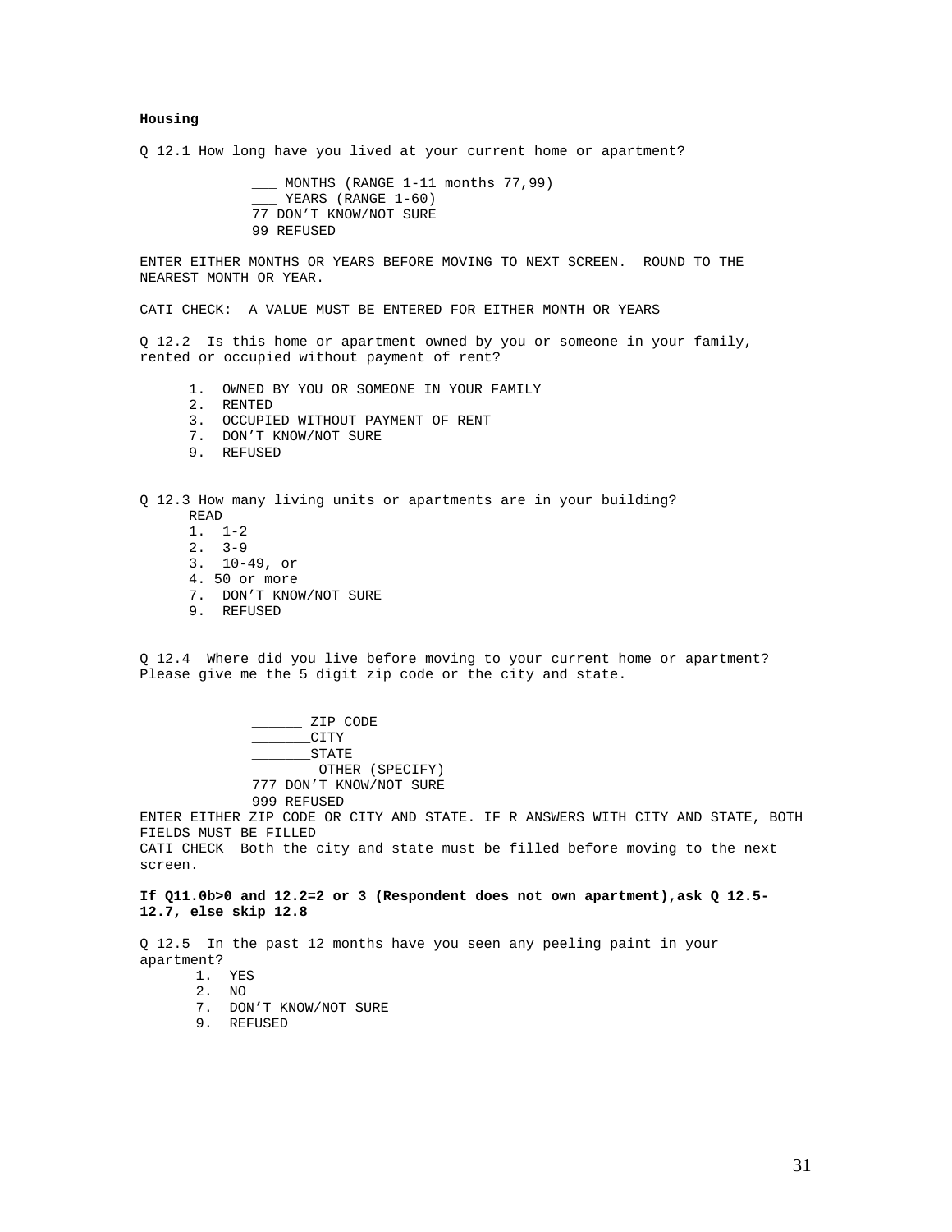**Housing**

Q 12.1 How long have you lived at your current home or apartment?

___ MONTHS (RANGE 1-11 months 77,99)
___ YEARS (RANGE 1-60)
77 DON'T KNOW/NOT SURE
99 REFUSED

ENTER EITHER MONTHS OR YEARS BEFORE MOVING TO NEXT SCREEN. ROUND TO THE NEAREST MONTH OR YEAR.

CATI CHECK: A VALUE MUST BE ENTERED FOR EITHER MONTH OR YEARS

Q 12.2 Is this home or apartment owned by you or someone in your family, rented or occupied without payment of rent?

1. OWNED BY YOU OR SOMEONE IN YOUR FAMILY
2. RENTED
3. OCCUPIED WITHOUT PAYMENT OF RENT
7. DON'T KNOW/NOT SURE
9. REFUSED

Q 12.3 How many living units or apartments are in your building?
READ
1. 1-2
2. 3-9
3. 10-49, or
4. 50 or more
7. DON'T KNOW/NOT SURE
9. REFUSED

Q 12.4 Where did you live before moving to your current home or apartment? Please give me the 5 digit zip code or the city and state.

______ ZIP CODE
_______CITY
_______STATE
_______ OTHER (SPECIFY)
777 DON'T KNOW/NOT SURE
999 REFUSED

ENTER EITHER ZIP CODE OR CITY AND STATE. IF R ANSWERS WITH CITY AND STATE, BOTH FIELDS MUST BE FILLED
CATI CHECK Both the city and state must be filled before moving to the next screen.

**If Q11.0b>0 and 12.2=2 or 3 (Respondent does not own apartment),ask Q 12.5-12.7, else skip 12.8**

Q 12.5 In the past 12 months have you seen any peeling paint in your apartment?
1. YES
2. NO
7. DON'T KNOW/NOT SURE
9. REFUSED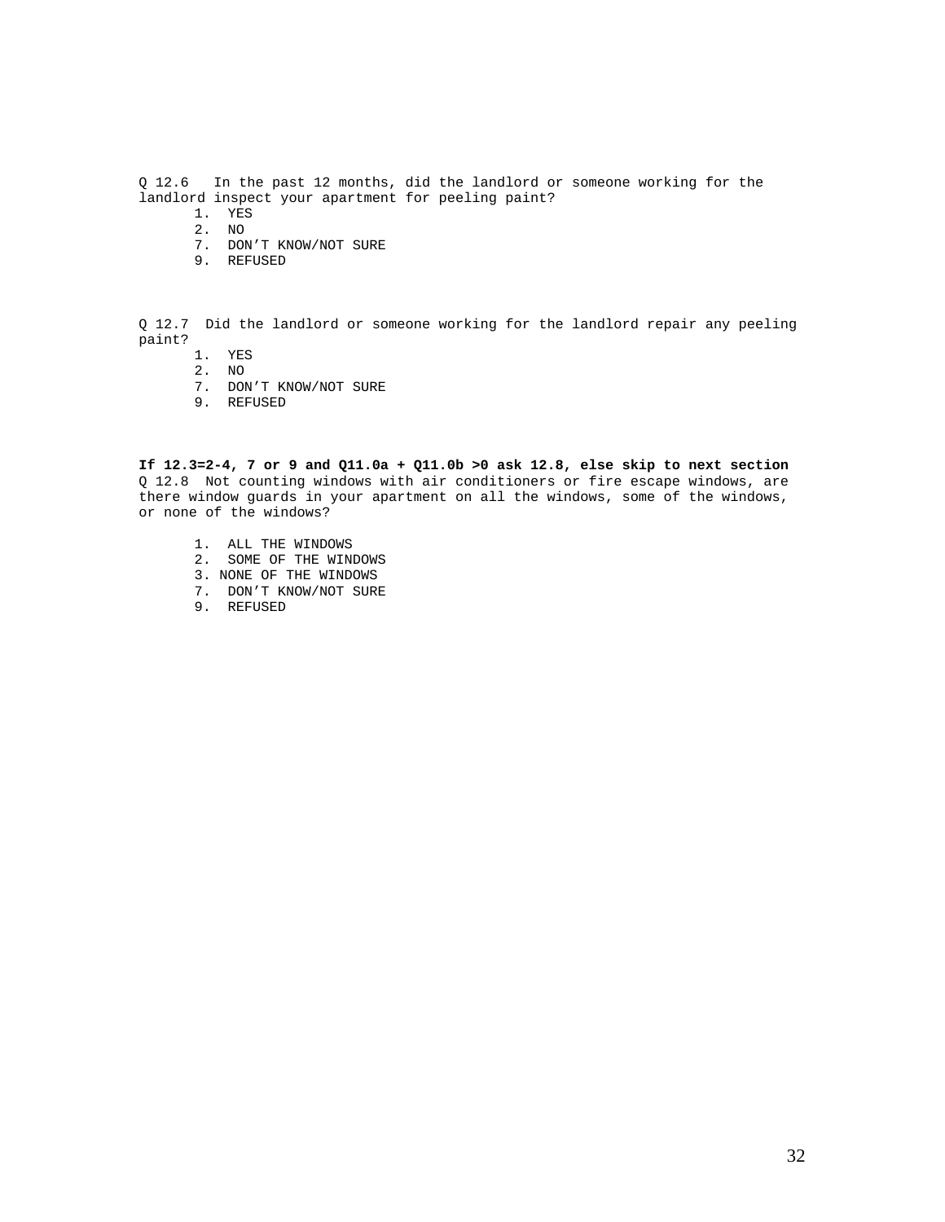Q 12.6 In the past 12 months, did the landlord or someone working for the landlord inspect your apartment for peeling paint?

1. YES
2. NO
7. DON’T KNOW/NOT SURE
9. REFUSED

Q 12.7 Did the landlord or someone working for the landlord repair any peeling paint?

1. YES
2. NO
7. DON’T KNOW/NOT SURE
9. REFUSED

**If 12.3=2-4, 7 or 9 and Q11.0a + Q11.0b >0 ask 12.8, else skip to next section**

Q 12.8 Not counting windows with air conditioners or fire escape windows, are there window guards in your apartment on all the windows, some of the windows, or none of the windows?

1. ALL THE WINDOWS
2. SOME OF THE WINDOWS
3. NONE OF THE WINDOWS
7. DON’T KNOW/NOT SURE
9. REFUSED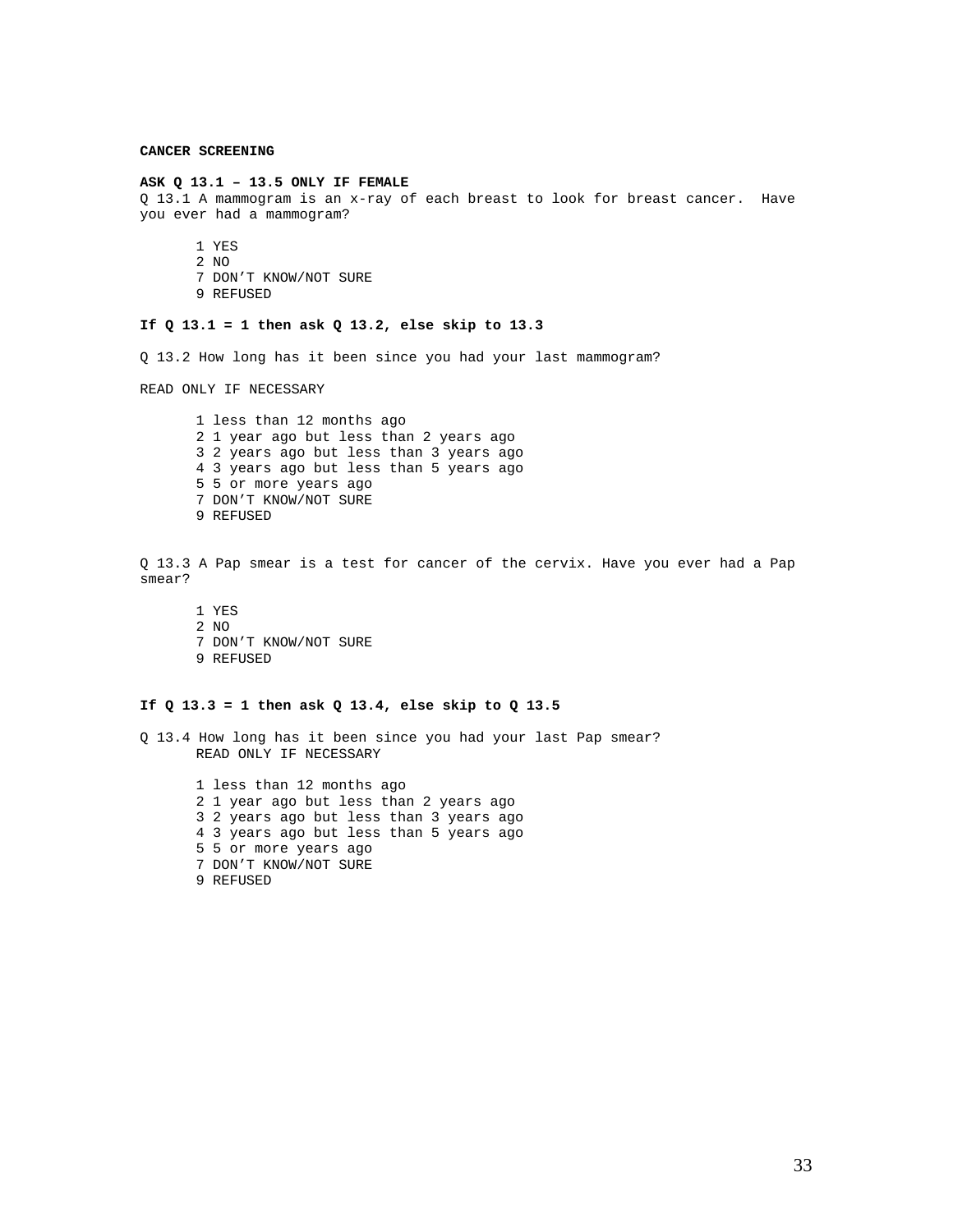**CANCER SCREENING**

**ASK Q 13.1 – 13.5 ONLY IF FEMALE**

Q 13.1 A mammogram is an x-ray of each breast to look for breast cancer. Have you ever had a mammogram?

1 YES
2 NO
7 DON'T KNOW/NOT SURE
9 REFUSED

**If Q 13.1 = 1 then ask Q 13.2, else skip to 13.3**

Q 13.2 How long has it been since you had your last mammogram?

READ ONLY IF NECESSARY

1 less than 12 months ago
2 1 year ago but less than 2 years ago
3 2 years ago but less than 3 years ago
4 3 years ago but less than 5 years ago
5 5 or more years ago
7 DON'T KNOW/NOT SURE
9 REFUSED

Q 13.3 A Pap smear is a test for cancer of the cervix. Have you ever had a Pap smear?

1 YES
2 NO
7 DON'T KNOW/NOT SURE
9 REFUSED

**If Q 13.3 = 1 then ask Q 13.4, else skip to Q 13.5**

Q 13.4 How long has it been since you had your last Pap smear?
READ ONLY IF NECESSARY

1 less than 12 months ago
2 1 year ago but less than 2 years ago
3 2 years ago but less than 3 years ago
4 3 years ago but less than 5 years ago
5 5 or more years ago
7 DON'T KNOW/NOT SURE
9 REFUSED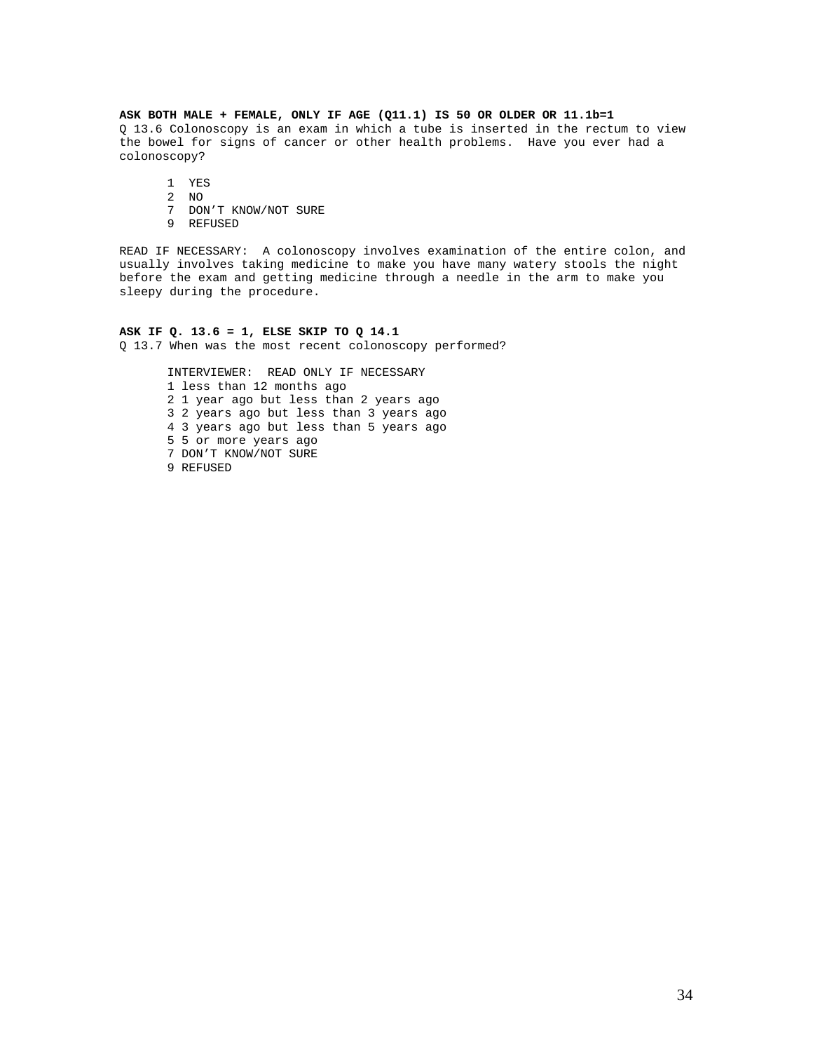**ASK BOTH MALE + FEMALE, ONLY IF AGE (Q11.1) IS 50 OR OLDER OR 11.1b=1**

Q 13.6 Colonoscopy is an exam in which a tube is inserted in the rectum to view the bowel for signs of cancer or other health problems. Have you ever had a colonoscopy?

1 YES
2 NO
7 DON'T KNOW/NOT SURE
9 REFUSED

READ IF NECESSARY: A colonoscopy involves examination of the entire colon, and usually involves taking medicine to make you have many watery stools the night before the exam and getting medicine through a needle in the arm to make you sleepy during the procedure.

**ASK IF Q. 13.6 = 1, ELSE SKIP TO Q 14.1**

Q 13.7 When was the most recent colonoscopy performed?

INTERVIEWER: READ ONLY IF NECESSARY
1 less than 12 months ago
2 1 year ago but less than 2 years ago
3 2 years ago but less than 3 years ago
4 3 years ago but less than 5 years ago
5 5 or more years ago
7 DON'T KNOW/NOT SURE
9 REFUSED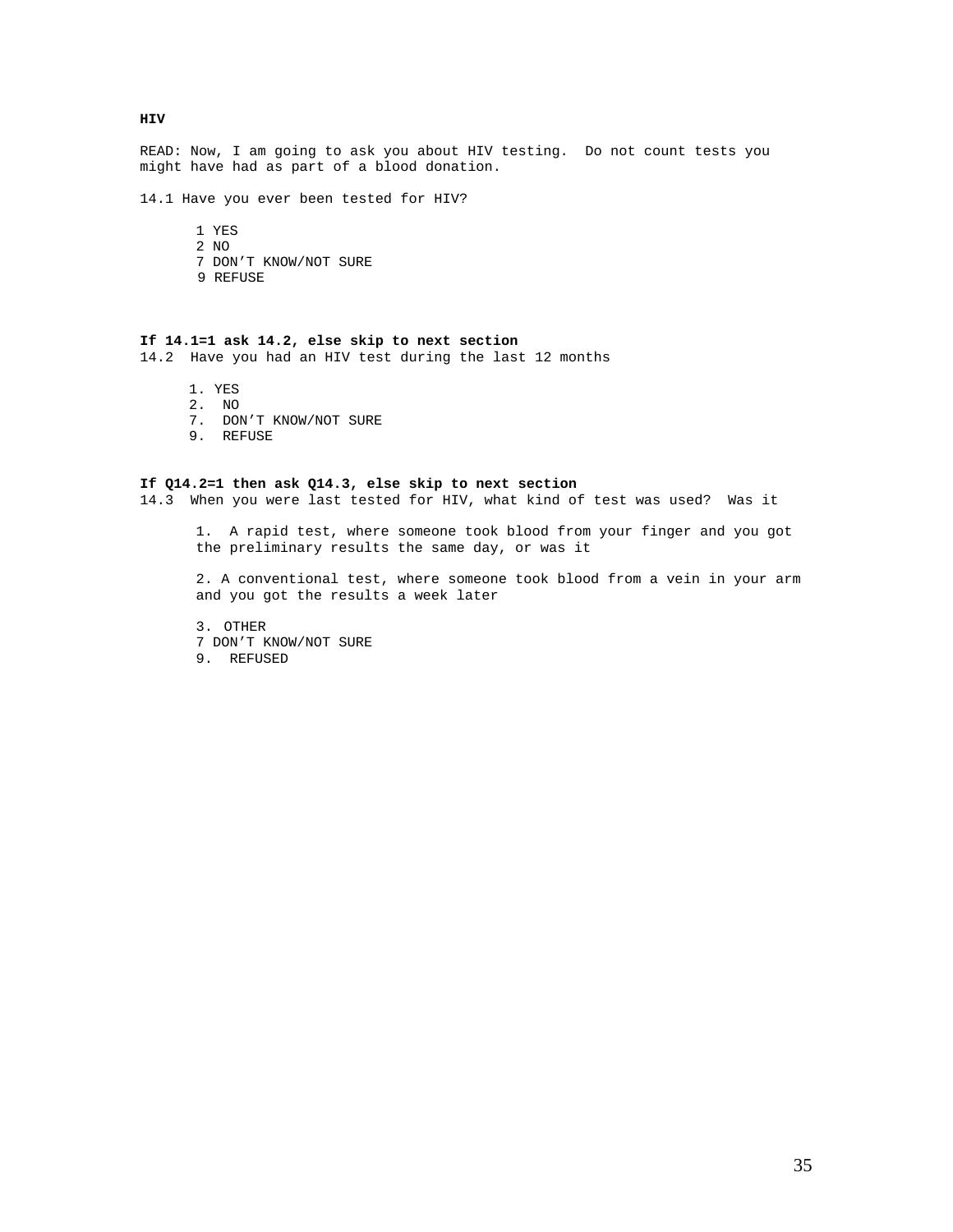**HIV**

READ: Now, I am going to ask you about HIV testing. Do not count tests you might have had as part of a blood donation.

14.1 Have you ever been tested for HIV?

1 YES
2 NO
7 DON'T KNOW/NOT SURE
9 REFUSE

**If 14.1=1 ask 14.2, else skip to next section**

14.2 Have you had an HIV test during the last 12 months

1. YES
2. NO
7. DON'T KNOW/NOT SURE
9. REFUSE

**If Q14.2=1 then ask Q14.3, else skip to next section**

14.3 When you were last tested for HIV, what kind of test was used? Was it

1. A rapid test, where someone took blood from your finger and you got the preliminary results the same day, or was it

2. A conventional test, where someone took blood from a vein in your arm and you got the results a week later

3. OTHER
7 DON'T KNOW/NOT SURE
9. REFUSED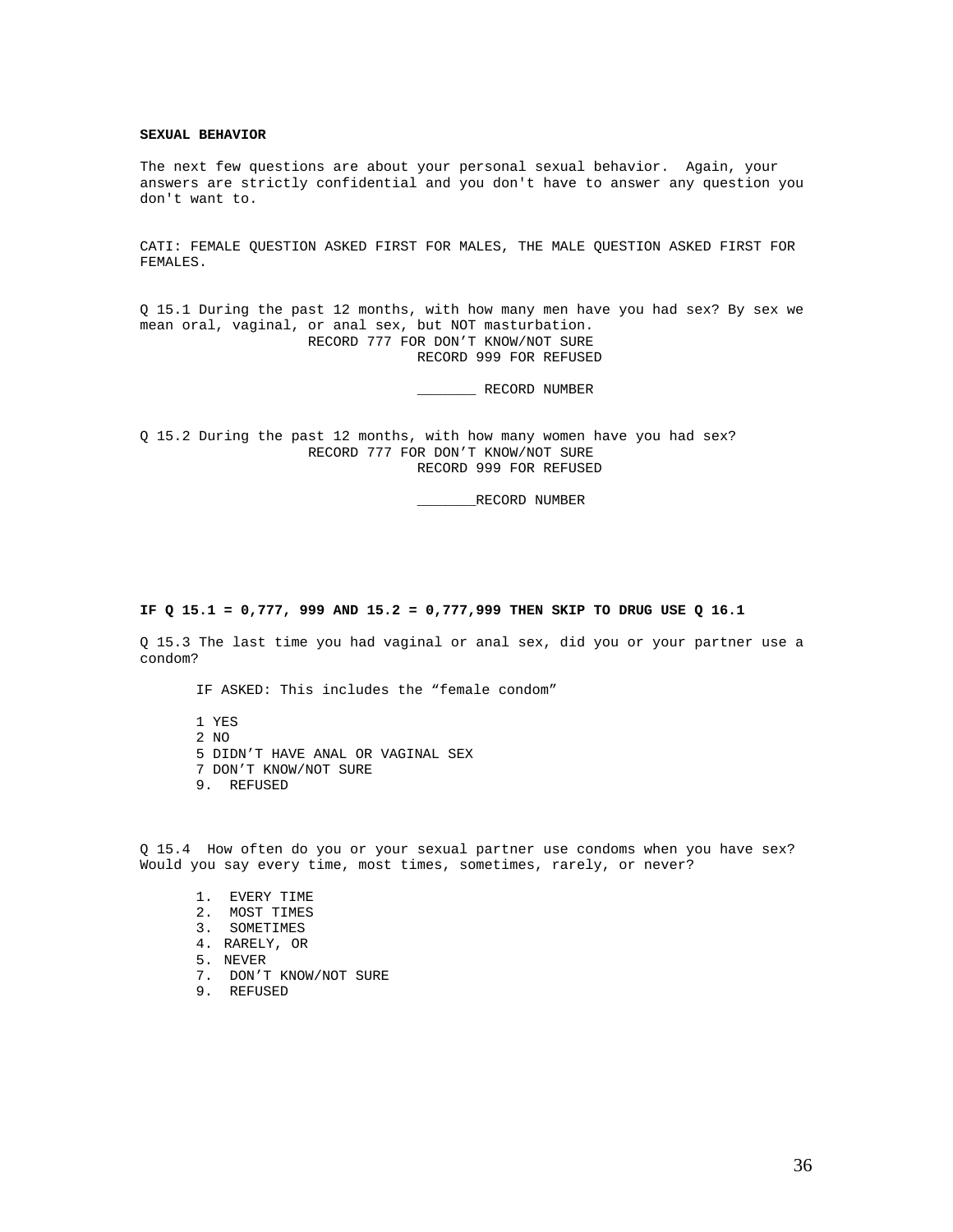**SEXUAL BEHAVIOR**

The next few questions are about your personal sexual behavior. Again, your answers are strictly confidential and you don't have to answer any question you don't want to.

CATI: FEMALE QUESTION ASKED FIRST FOR MALES, THE MALE QUESTION ASKED FIRST FOR FEMALES.

Q 15.1 During the past 12 months, with how many men have you had sex? By sex we mean oral, vaginal, or anal sex, but NOT masturbation.

RECORD 777 FOR DON'T KNOW/NOT SURE
RECORD 999 FOR REFUSED

_______ RECORD NUMBER

Q 15.2 During the past 12 months, with how many women have you had sex?

RECORD 777 FOR DON'T KNOW/NOT SURE
RECORD 999 FOR REFUSED

_______RECORD NUMBER

**IF Q 15.1 = 0,777, 999 AND 15.2 = 0,777,999 THEN SKIP TO DRUG USE Q 16.1**

Q 15.3 The last time you had vaginal or anal sex, did you or your partner use a condom?

IF ASKED: This includes the "female condom"

1 YES
2 NO
5 DIDN'T HAVE ANAL OR VAGINAL SEX
7 DON'T KNOW/NOT SURE
9. REFUSED

Q 15.4 How often do you or your sexual partner use condoms when you have sex? Would you say every time, most times, sometimes, rarely, or never?

1. EVERY TIME
2. MOST TIMES
3. SOMETIMES
4. RARELY, OR
5. NEVER
7. DON'T KNOW/NOT SURE
9. REFUSED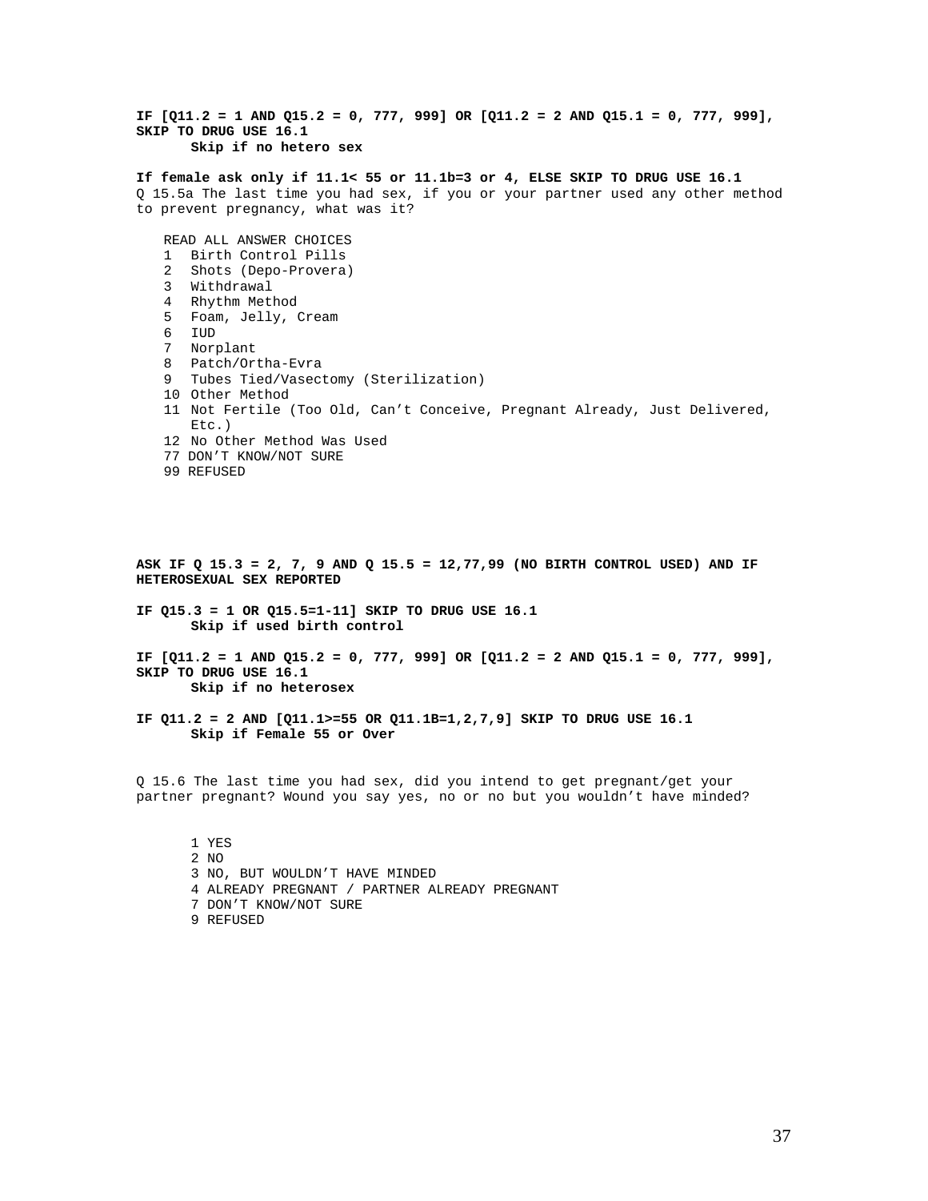**IF [Q11.2 = 1 AND Q15.2 = 0, 777, 999] OR [Q11.2 = 2 AND Q15.1 = 0, 777, 999], SKIP TO DRUG USE 16.1**
**Skip if no hetero sex**

**If female ask only if 11.1< 55 or 11.1b=3 or 4, ELSE SKIP TO DRUG USE 16.1**
Q 15.5a The last time you had sex, if you or your partner used any other method to prevent pregnancy, what was it?

READ ALL ANSWER CHOICES
1 Birth Control Pills
2 Shots (Depo-Provera)
3 Withdrawal
4 Rhythm Method
5 Foam, Jelly, Cream
6 IUD
7 Norplant
8 Patch/Ortha-Evra
9 Tubes Tied/Vasectomy (Sterilization)
10 Other Method
11 Not Fertile (Too Old, Can't Conceive, Pregnant Already, Just Delivered, Etc.)
12 No Other Method Was Used
77 DON'T KNOW/NOT SURE
99 REFUSED

**ASK IF Q 15.3 = 2, 7, 9 AND Q 15.5 = 12,77,99 (NO BIRTH CONTROL USED) AND IF HETEROSEXUAL SEX REPORTED**

**IF Q15.3 = 1 OR Q15.5=1-11] SKIP TO DRUG USE 16.1**
**Skip if used birth control**

**IF [Q11.2 = 1 AND Q15.2 = 0, 777, 999] OR [Q11.2 = 2 AND Q15.1 = 0, 777, 999], SKIP TO DRUG USE 16.1**
**Skip if no heterosex**

**IF Q11.2 = 2 AND [Q11.1>=55 OR Q11.1B=1,2,7,9] SKIP TO DRUG USE 16.1**
**Skip if Female 55 or Over**

Q 15.6 The last time you had sex, did you intend to get pregnant/get your partner pregnant? Wound you say yes, no or no but you wouldn't have minded?

1 YES
2 NO
3 NO, BUT WOULDN'T HAVE MINDED
4 ALREADY PREGNANT / PARTNER ALREADY PREGNANT
7 DON'T KNOW/NOT SURE
9 REFUSED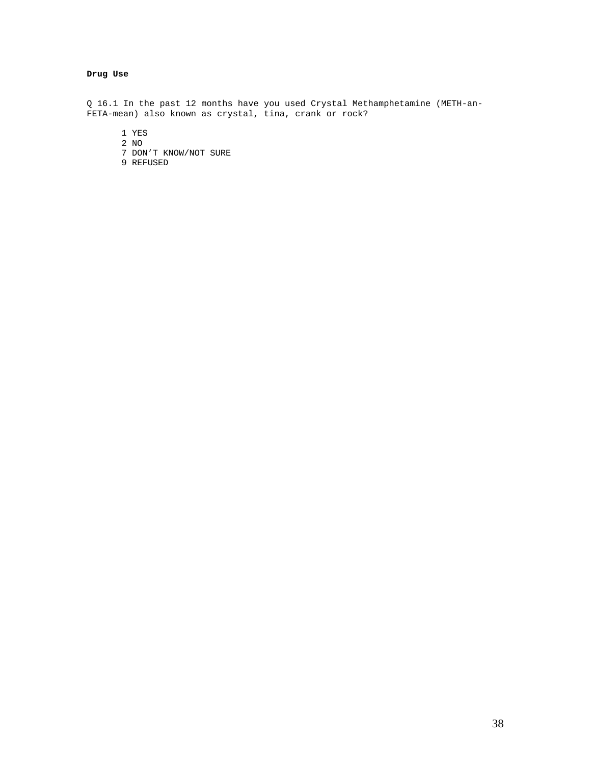**Drug Use**

Q 16.1 In the past 12 months have you used Crystal Methamphetamine (METH-an-FETA-mean) also known as crystal, tina, crank or rock?

1 YES
2 NO
7 DON'T KNOW/NOT SURE
9 REFUSED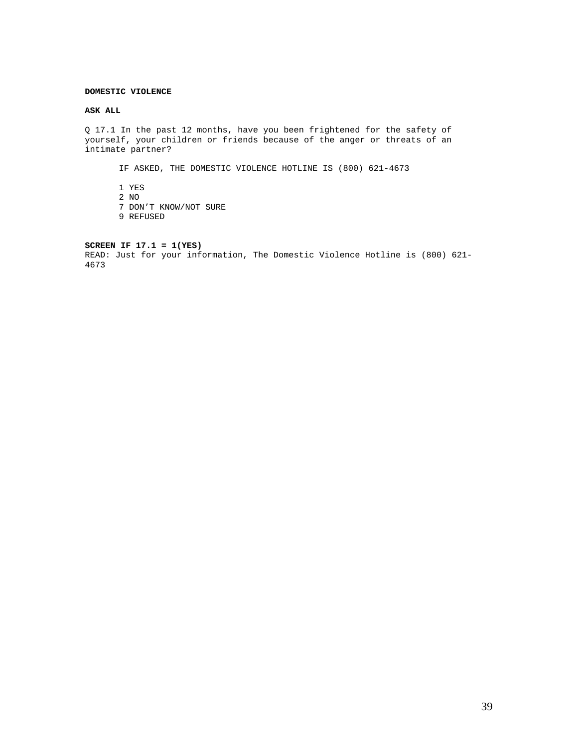**DOMESTIC VIOLENCE**

**ASK ALL**

Q 17.1 In the past 12 months, have you been frightened for the safety of yourself, your children or friends because of the anger or threats of an intimate partner?

IF ASKED, THE DOMESTIC VIOLENCE HOTLINE IS (800) 621-4673

1 YES
2 NO
7 DON’T KNOW/NOT SURE
9 REFUSED

**SCREEN IF 17.1 = 1(YES)**
READ: Just for your information, The Domestic Violence Hotline is (800) 621-4673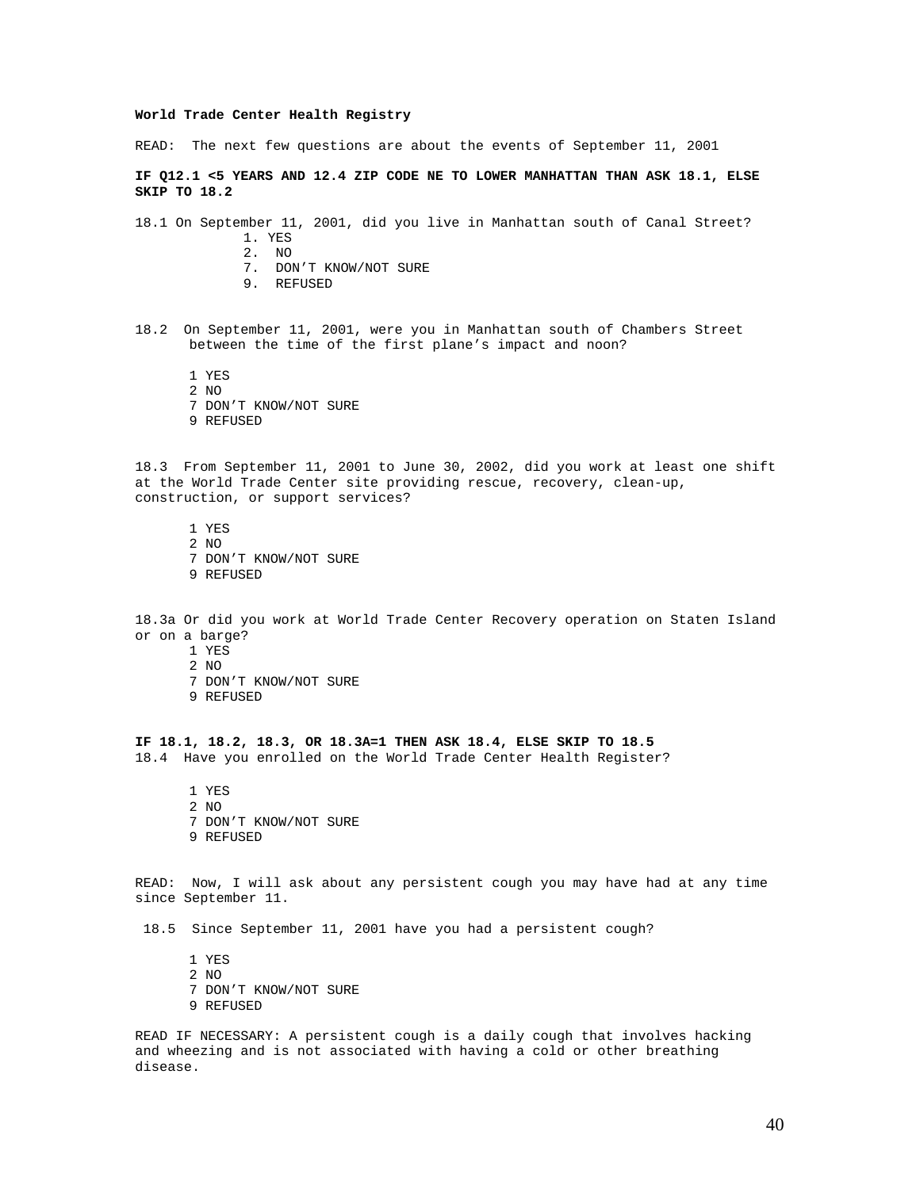**World Trade Center Health Registry**

READ: The next few questions are about the events of September 11, 2001

**IF Q12.1 <5 YEARS AND 12.4 ZIP CODE NE TO LOWER MANHATTAN THAN ASK 18.1, ELSE SKIP TO 18.2**

18.1 On September 11, 2001, did you live in Manhattan south of Canal Street?

1. YES
2. NO
7. DON'T KNOW/NOT SURE
9. REFUSED

18.2 On September 11, 2001, were you in Manhattan south of Chambers Street between the time of the first plane's impact and noon?

1 YES
2 NO
7 DON'T KNOW/NOT SURE
9 REFUSED

18.3 From September 11, 2001 to June 30, 2002, did you work at least one shift at the World Trade Center site providing rescue, recovery, clean-up, construction, or support services?

1 YES
2 NO
7 DON'T KNOW/NOT SURE
9 REFUSED

18.3a Or did you work at World Trade Center Recovery operation on Staten Island or on a barge?

1 YES
2 NO
7 DON'T KNOW/NOT SURE
9 REFUSED

**IF 18.1, 18.2, 18.3, OR 18.3A=1 THEN ASK 18.4, ELSE SKIP TO 18.5**

18.4 Have you enrolled on the World Trade Center Health Register?

1 YES
2 NO
7 DON'T KNOW/NOT SURE
9 REFUSED

READ: Now, I will ask about any persistent cough you may have had at any time since September 11.

18.5 Since September 11, 2001 have you had a persistent cough?

1 YES
2 NO
7 DON'T KNOW/NOT SURE
9 REFUSED

READ IF NECESSARY: A persistent cough is a daily cough that involves hacking and wheezing and is not associated with having a cold or other breathing disease.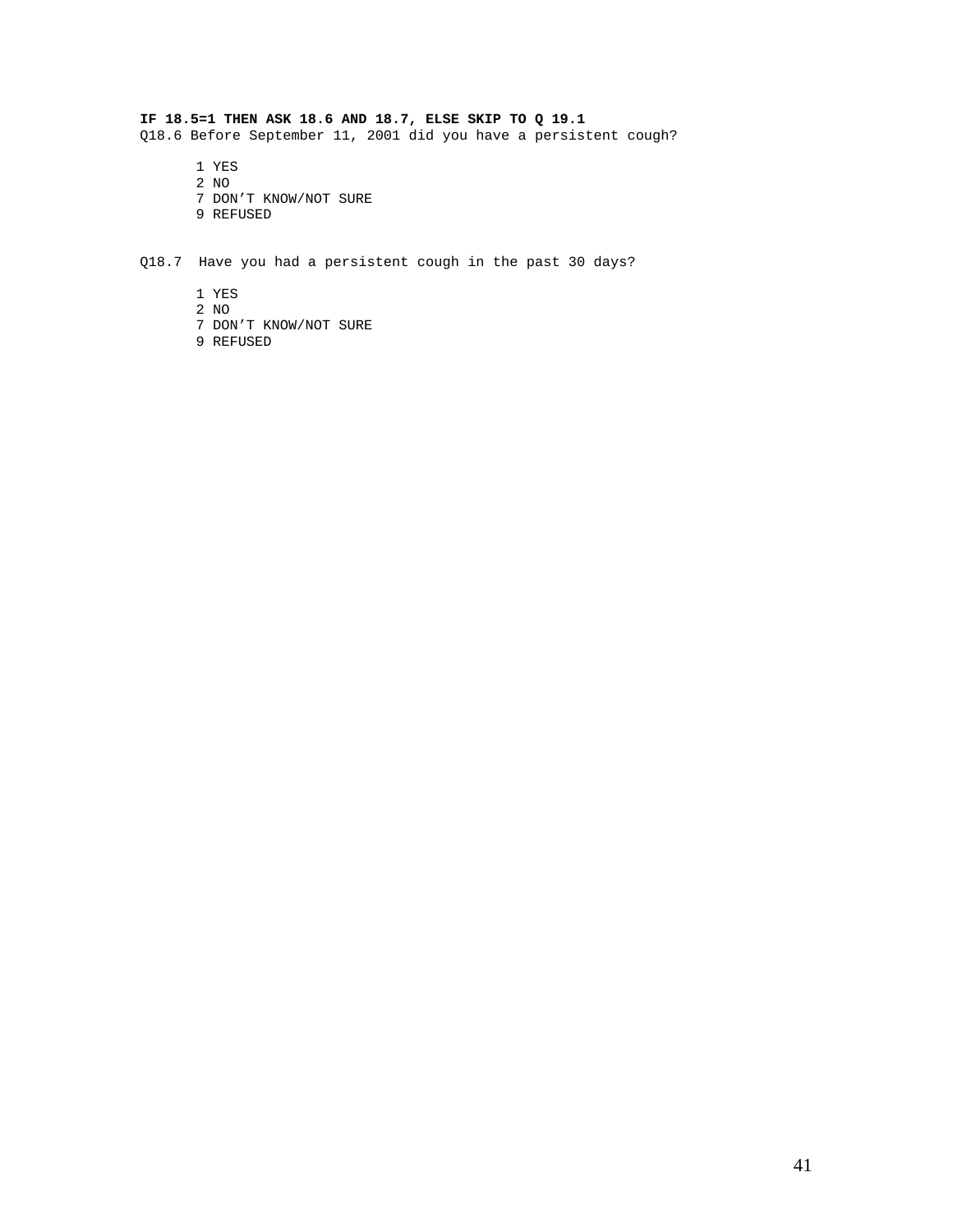**IF 18.5=1 THEN ASK 18.6 AND 18.7, ELSE SKIP TO Q 19.1**

Q18.6 Before September 11, 2001 did you have a persistent cough?

1 YES
2 NO
7 DON’T KNOW/NOT SURE
9 REFUSED

Q18.7 Have you had a persistent cough in the past 30 days?

1 YES
2 NO
7 DON’T KNOW/NOT SURE
9 REFUSED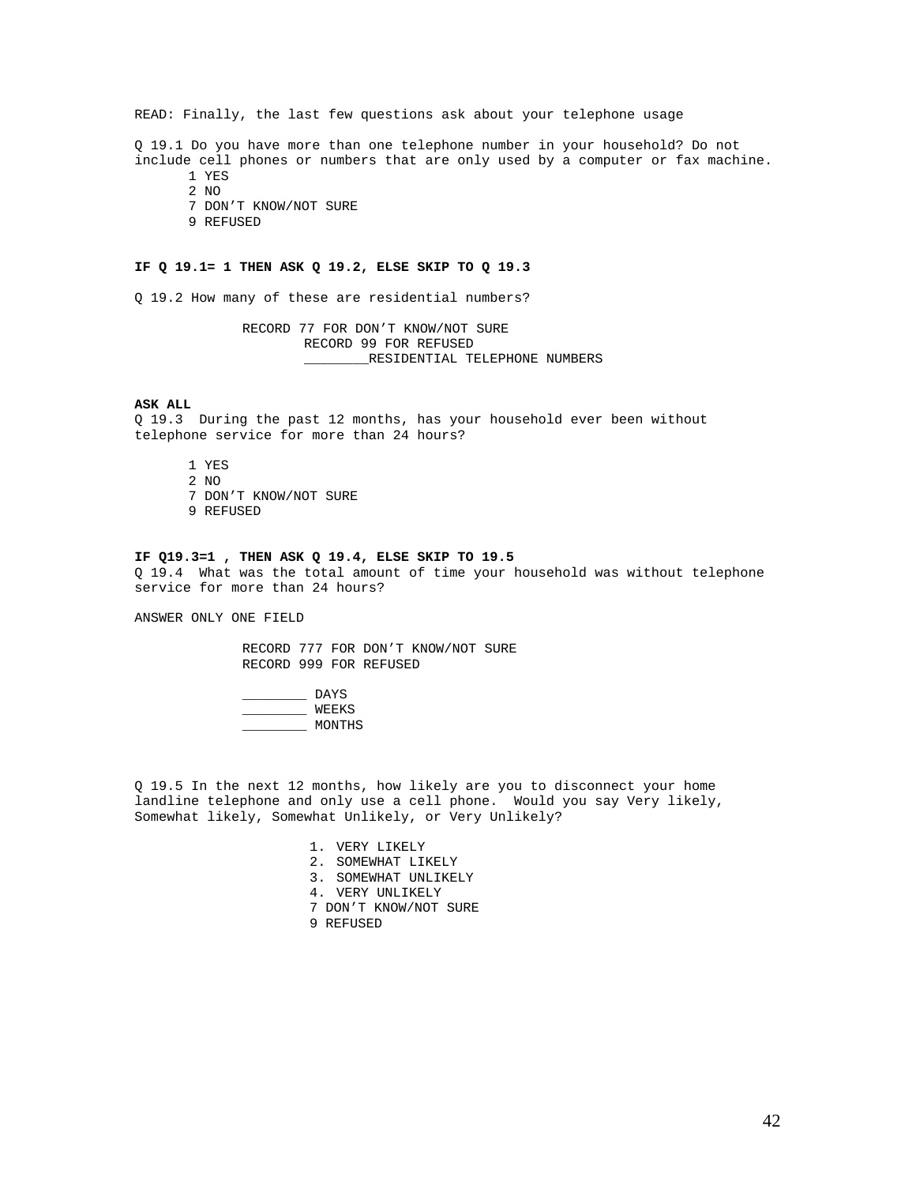READ: Finally, the last few questions ask about your telephone usage

Q 19.1 Do you have more than one telephone number in your household? Do not include cell phones or numbers that are only used by a computer or fax machine.

1 YES
2 NO
7 DON'T KNOW/NOT SURE
9 REFUSED

**IF Q 19.1= 1 THEN ASK Q 19.2, ELSE SKIP TO Q 19.3**

Q 19.2 How many of these are residential numbers?

RECORD 77 FOR DON'T KNOW/NOT SURE
RECORD 99 FOR REFUSED
________RESIDENTIAL TELEPHONE NUMBERS

**ASK ALL**
Q 19.3 During the past 12 months, has your household ever been without telephone service for more than 24 hours?

1 YES
2 NO
7 DON'T KNOW/NOT SURE
9 REFUSED

**IF Q19.3=1 , THEN ASK Q 19.4, ELSE SKIP TO 19.5**
Q 19.4 What was the total amount of time your household was without telephone service for more than 24 hours?

ANSWER ONLY ONE FIELD

RECORD 777 FOR DON'T KNOW/NOT SURE
RECORD 999 FOR REFUSED

________ DAYS
________ WEEKS
________ MONTHS

Q 19.5 In the next 12 months, how likely are you to disconnect your home landline telephone and only use a cell phone. Would you say Very likely, Somewhat likely, Somewhat Unlikely, or Very Unlikely?

1. VERY LIKELY
2. SOMEWHAT LIKELY
3. SOMEWHAT UNLIKELY
4. VERY UNLIKELY

7 DON'T KNOW/NOT SURE
9 REFUSED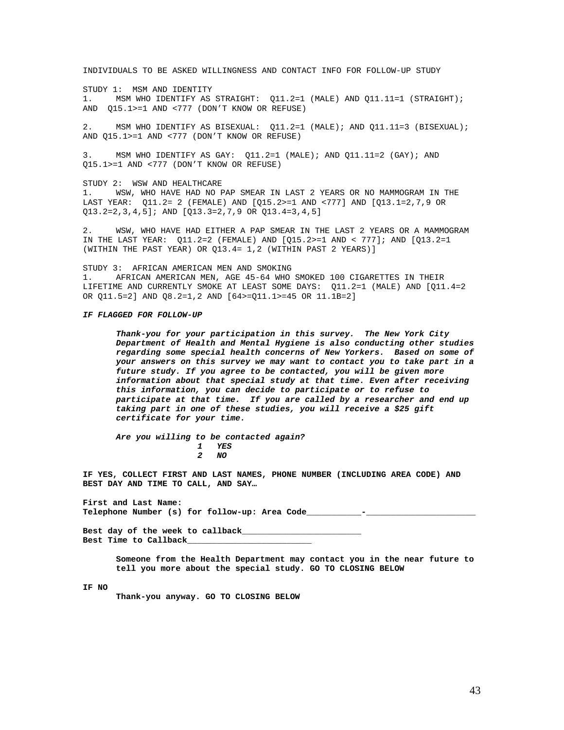INDIVIDUALS TO BE ASKED WILLINGNESS AND CONTACT INFO FOR FOLLOW-UP STUDY

STUDY 1: MSM AND IDENTITY

1. MSM WHO IDENTIFY AS STRAIGHT: Q11.2=1 (MALE) AND Q11.11=1 (STRAIGHT); AND Q15.1>=1 AND <777 (DON'T KNOW OR REFUSE)

2. MSM WHO IDENTIFY AS BISEXUAL: Q11.2=1 (MALE); AND Q11.11=3 (BISEXUAL); AND Q15.1>=1 AND <777 (DON'T KNOW OR REFUSE)

3. MSM WHO IDENTIFY AS GAY: Q11.2=1 (MALE); AND Q11.11=2 (GAY); AND Q15.1>=1 AND <777 (DON'T KNOW OR REFUSE)

STUDY 2: WSW AND HEALTHCARE

1. WSW, WHO HAVE HAD NO PAP SMEAR IN LAST 2 YEARS OR NO MAMMOGRAM IN THE LAST YEAR: Q11.2= 2 (FEMALE) AND [Q15.2>=1 AND <777] AND [Q13.1=2,7,9 OR Q13.2=2,3,4,5]; AND [Q13.3=2,7,9 OR Q13.4=3,4,5]

2. WSW, WHO HAVE HAD EITHER A PAP SMEAR IN THE LAST 2 YEARS OR A MAMMOGRAM IN THE LAST YEAR: Q11.2=2 (FEMALE) AND [Q15.2>=1 AND < 777]; AND [Q13.2=1 (WITHIN THE PAST YEAR) OR Q13.4= 1,2 (WITHIN PAST 2 YEARS)]

STUDY 3: AFRICAN AMERICAN MEN AND SMOKING

1. AFRICAN AMERICAN MEN, AGE 45-64 WHO SMOKED 100 CIGARETTES IN THEIR LIFETIME AND CURRENTLY SMOKE AT LEAST SOME DAYS: Q11.2=1 (MALE) AND [Q11.4=2 OR Q11.5=2] AND Q8.2=1,2 AND [64>=Q11.1>=45 OR 11.1B=2]

***IF FLAGGED FOR FOLLOW-UP***

***Thank-you for your participation in this survey. The New York City Department of Health and Mental Hygiene is also conducting other studies regarding some special health concerns of New Yorkers. Based on some of your answers on this survey we may want to contact you to take part in a future study. If you agree to be contacted, you will be given more information about that special study at that time. Even after receiving this information, you can decide to participate or to refuse to participate at that time. If you are called by a researcher and end up taking part in one of these studies, you will receive a $25 gift certificate for your time.***

***Are you willing to be contacted again?***

***1 YES***
***2 NO***

**IF YES, COLLECT FIRST AND LAST NAMES, PHONE NUMBER (INCLUDING AREA CODE) AND BEST DAY AND TIME TO CALL, AND SAY…**

**First and Last Name:**
**Telephone Number (s) for follow-up: Area Code___________-_____________________**

**Best day of the week to callback________________________**
**Best Time to Callback_________________________**

**Someone from the Health Department may contact you in the near future to tell you more about the special study. GO TO CLOSING BELOW**

**IF NO**

**Thank-you anyway. GO TO CLOSING BELOW**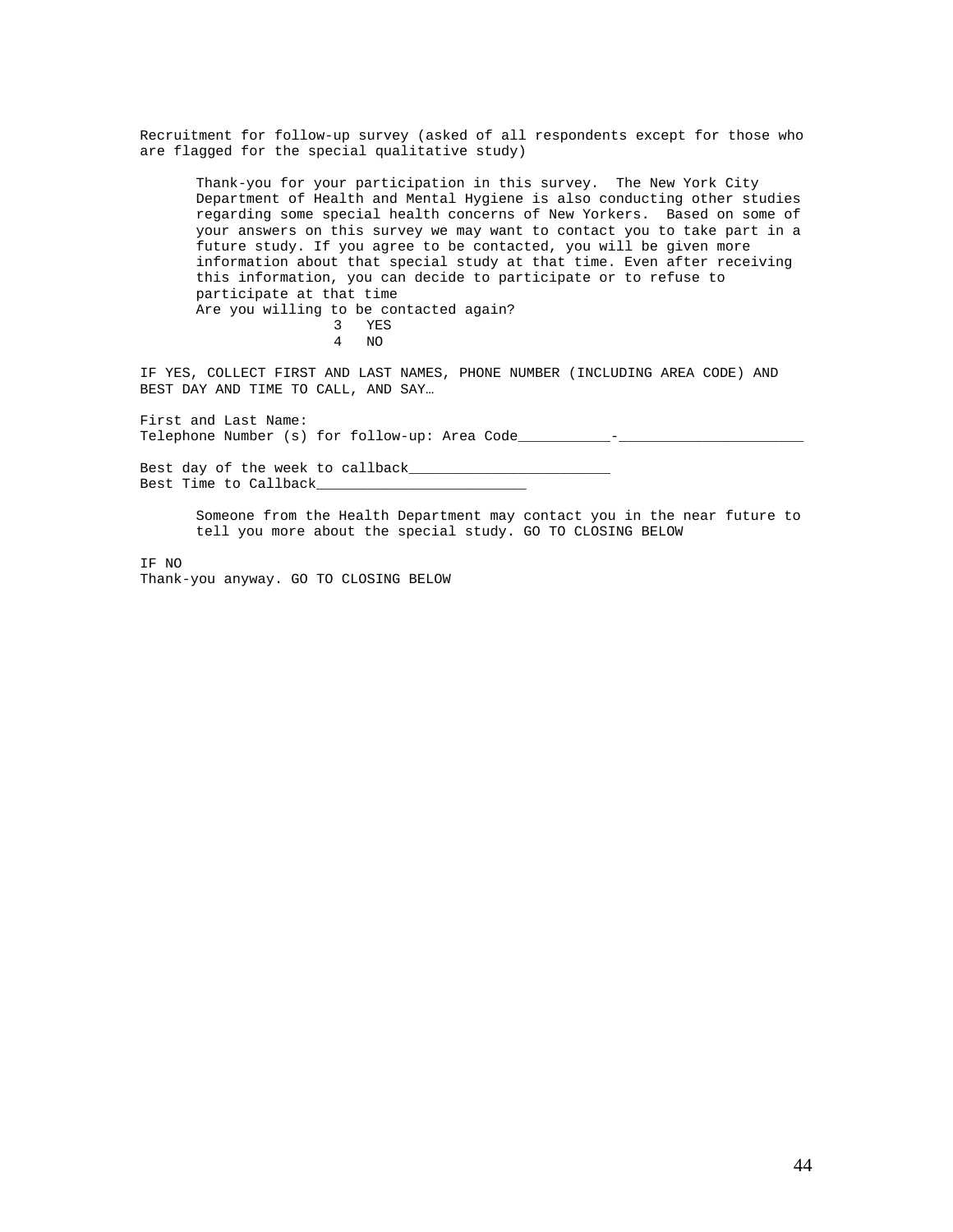Recruitment for follow-up survey (asked of all respondents except for those who are flagged for the special qualitative study)

> Thank-you for your participation in this survey. The New York City Department of Health and Mental Hygiene is also conducting other studies regarding some special health concerns of New Yorkers. Based on some of your answers on this survey we may want to contact you to take part in a future study. If you agree to be contacted, you will be given more information about that special study at that time. Even after receiving this information, you can decide to participate or to refuse to participate at that time
>
> Are you willing to be contacted again?
>
> 3 YES
>
> 4 NO

IF YES, COLLECT FIRST AND LAST NAMES, PHONE NUMBER (INCLUDING AREA CODE) AND BEST DAY AND TIME TO CALL, AND SAY…

First and Last Name:

Telephone Number (s) for follow-up: Area Code___________-______________________

Best day of the week to callback________________________

Best Time to Callback_________________________

> Someone from the Health Department may contact you in the near future to tell you more about the special study. GO TO CLOSING BELOW

IF NO

Thank-you anyway. GO TO CLOSING BELOW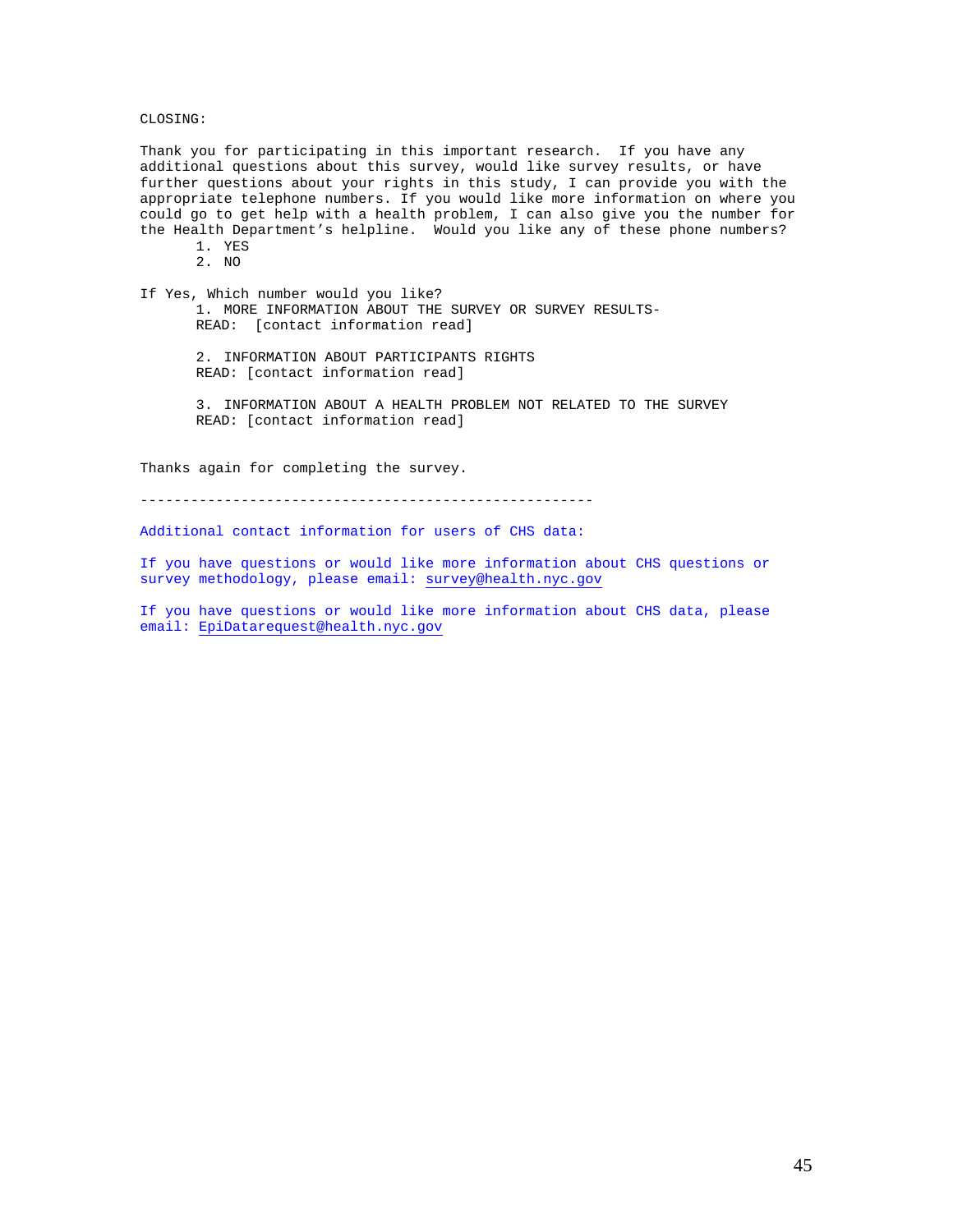CLOSING:

Thank you for participating in this important research. If you have any additional questions about this survey, would like survey results, or have further questions about your rights in this study, I can provide you with the appropriate telephone numbers. If you would like more information on where you could go to get help with a health problem, I can also give you the number for the Health Department's helpline. Would you like any of these phone numbers?

1. YES
2. NO

If Yes, Which number would you like?

1. MORE INFORMATION ABOUT THE SURVEY OR SURVEY RESULTS-
   READ: [contact information read]

2. INFORMATION ABOUT PARTICIPANTS RIGHTS
   READ: [contact information read]

3. INFORMATION ABOUT A HEALTH PROBLEM NOT RELATED TO THE SURVEY
   READ: [contact information read]

Thanks again for completing the survey.

------------------------------------------------------

Additional contact information for users of CHS data:

If you have questions or would like more information about CHS questions or survey methodology, please email: survey@health.nyc.gov

If you have questions or would like more information about CHS data, please email: EpiDatarequest@health.nyc.gov